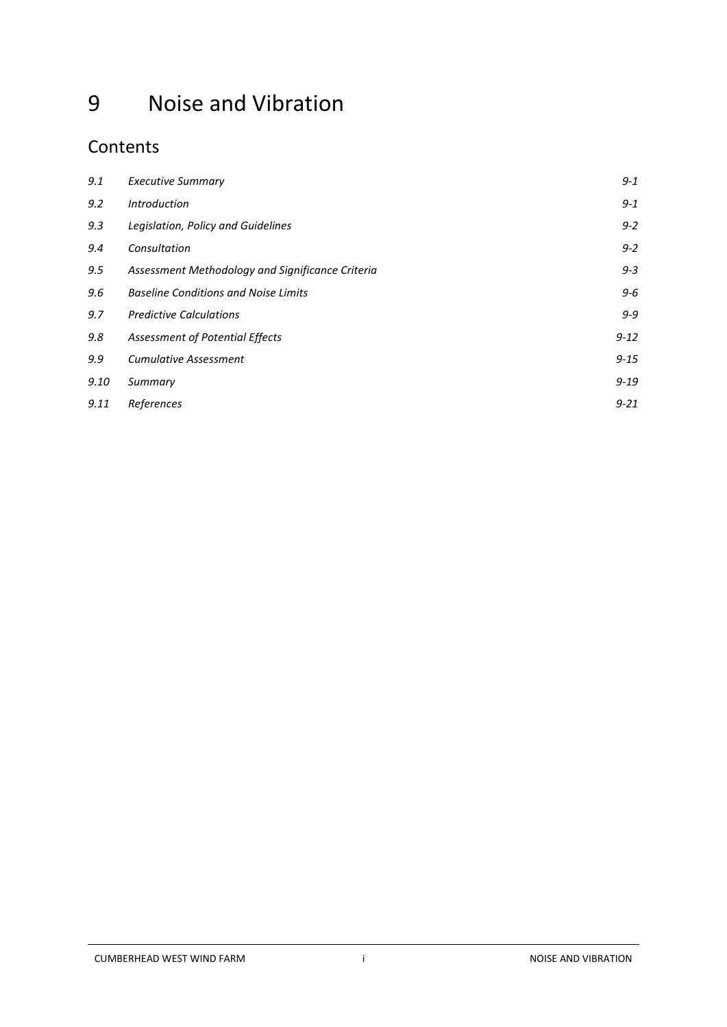# 9 Noise and Vibration

## Contents

| | | |
|---|---|---|
| *9.1* | *Executive Summary* | *9-1* |
| *9.2* | *Introduction* | *9-1* |
| *9.3* | *Legislation, Policy and Guidelines* | *9-2* |
| *9.4* | *Consultation* | *9-2* |
| *9.5* | *Assessment Methodology and Significance Criteria* | *9-3* |
| *9.6* | *Baseline Conditions and Noise Limits* | *9-6* |
| *9.7* | *Predictive Calculations* | *9-9* |
| *9.8* | *Assessment of Potential Effects* | *9-12* |
| *9.9* | *Cumulative Assessment* | *9-15* |
| *9.10* | *Summary* | *9-19* |
| *9.11* | *References* | *9-21* |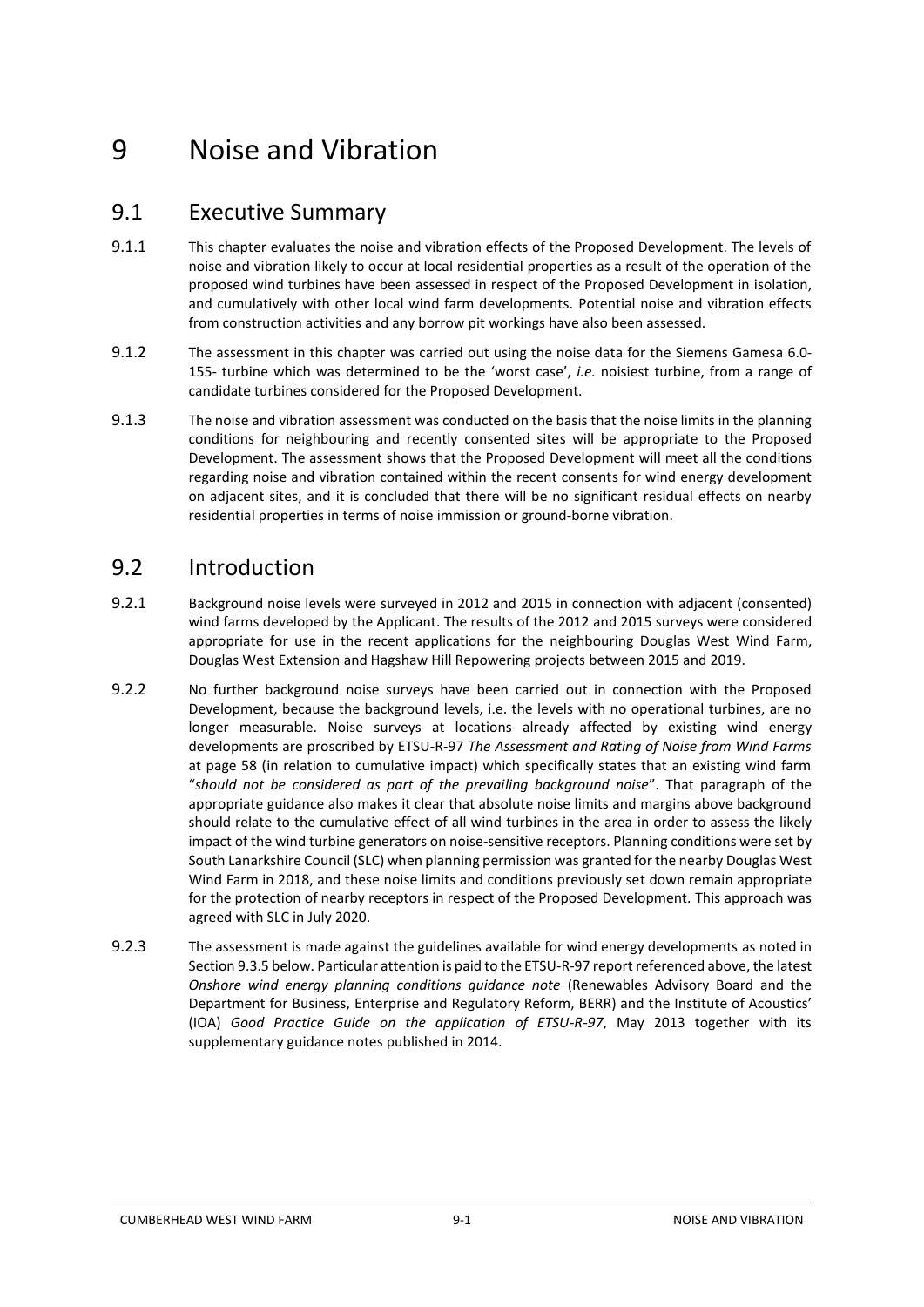# 9 Noise and Vibration

## 9.1 Executive Summary

9.1.1 This chapter evaluates the noise and vibration effects of the Proposed Development. The levels of noise and vibration likely to occur at local residential properties as a result of the operation of the proposed wind turbines have been assessed in respect of the Proposed Development in isolation, and cumulatively with other local wind farm developments. Potential noise and vibration effects from construction activities and any borrow pit workings have also been assessed.

9.1.2 The assessment in this chapter was carried out using the noise data for the Siemens Gamesa 6.0-155- turbine which was determined to be the 'worst case', *i.e.* noisiest turbine, from a range of candidate turbines considered for the Proposed Development.

9.1.3 The noise and vibration assessment was conducted on the basis that the noise limits in the planning conditions for neighbouring and recently consented sites will be appropriate to the Proposed Development. The assessment shows that the Proposed Development will meet all the conditions regarding noise and vibration contained within the recent consents for wind energy development on adjacent sites, and it is concluded that there will be no significant residual effects on nearby residential properties in terms of noise immission or ground-borne vibration.

## 9.2 Introduction

9.2.1 Background noise levels were surveyed in 2012 and 2015 in connection with adjacent (consented) wind farms developed by the Applicant. The results of the 2012 and 2015 surveys were considered appropriate for use in the recent applications for the neighbouring Douglas West Wind Farm, Douglas West Extension and Hagshaw Hill Repowering projects between 2015 and 2019.

9.2.2 No further background noise surveys have been carried out in connection with the Proposed Development, because the background levels, i.e. the levels with no operational turbines, are no longer measurable. Noise surveys at locations already affected by existing wind energy developments are proscribed by ETSU-R-97 *The Assessment and Rating of Noise from Wind Farms* at page 58 (in relation to cumulative impact) which specifically states that an existing wind farm "*should not be considered as part of the prevailing background noise*". That paragraph of the appropriate guidance also makes it clear that absolute noise limits and margins above background should relate to the cumulative effect of all wind turbines in the area in order to assess the likely impact of the wind turbine generators on noise-sensitive receptors. Planning conditions were set by South Lanarkshire Council (SLC) when planning permission was granted for the nearby Douglas West Wind Farm in 2018, and these noise limits and conditions previously set down remain appropriate for the protection of nearby receptors in respect of the Proposed Development. This approach was agreed with SLC in July 2020.

9.2.3 The assessment is made against the guidelines available for wind energy developments as noted in Section 9.3.5 below. Particular attention is paid to the ETSU-R-97 report referenced above, the latest *Onshore wind energy planning conditions guidance note* (Renewables Advisory Board and the Department for Business, Enterprise and Regulatory Reform, BERR) and the Institute of Acoustics' (IOA) *Good Practice Guide on the application of ETSU-R-97*, May 2013 together with its supplementary guidance notes published in 2014.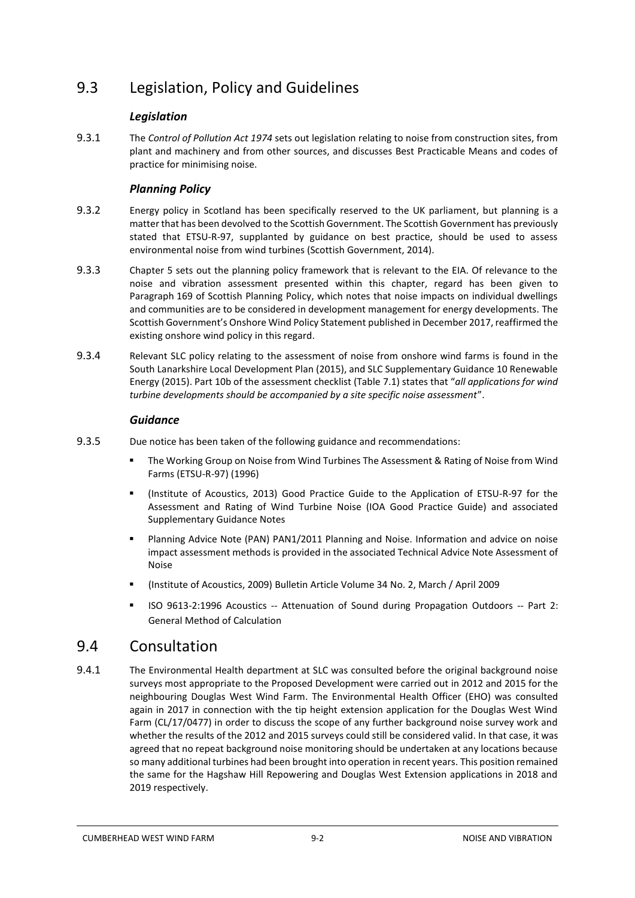## 9.3 Legislation, Policy and Guidelines

### *Legislation*

9.3.1 The *Control of Pollution Act 1974* sets out legislation relating to noise from construction sites, from plant and machinery and from other sources, and discusses Best Practicable Means and codes of practice for minimising noise.

### *Planning Policy*

9.3.2 Energy policy in Scotland has been specifically reserved to the UK parliament, but planning is a matter that has been devolved to the Scottish Government. The Scottish Government has previously stated that ETSU-R-97, supplanted by guidance on best practice, should be used to assess environmental noise from wind turbines (Scottish Government, 2014).

9.3.3 Chapter 5 sets out the planning policy framework that is relevant to the EIA. Of relevance to the noise and vibration assessment presented within this chapter, regard has been given to Paragraph 169 of Scottish Planning Policy, which notes that noise impacts on individual dwellings and communities are to be considered in development management for energy developments. The Scottish Government's Onshore Wind Policy Statement published in December 2017, reaffirmed the existing onshore wind policy in this regard.

9.3.4 Relevant SLC policy relating to the assessment of noise from onshore wind farms is found in the South Lanarkshire Local Development Plan (2015), and SLC Supplementary Guidance 10 Renewable Energy (2015). Part 10b of the assessment checklist (Table 7.1) states that "*all applications for wind turbine developments should be accompanied by a site specific noise assessment*".

### *Guidance*

9.3.5 Due notice has been taken of the following guidance and recommendations:

- The Working Group on Noise from Wind Turbines The Assessment & Rating of Noise from Wind Farms (ETSU-R-97) (1996)
- (Institute of Acoustics, 2013) Good Practice Guide to the Application of ETSU-R-97 for the Assessment and Rating of Wind Turbine Noise (IOA Good Practice Guide) and associated Supplementary Guidance Notes
- Planning Advice Note (PAN) PAN1/2011 Planning and Noise. Information and advice on noise impact assessment methods is provided in the associated Technical Advice Note Assessment of Noise
- (Institute of Acoustics, 2009) Bulletin Article Volume 34 No. 2, March / April 2009
- ISO 9613-2:1996 Acoustics -- Attenuation of Sound during Propagation Outdoors -- Part 2: General Method of Calculation

## 9.4 Consultation

9.4.1 The Environmental Health department at SLC was consulted before the original background noise surveys most appropriate to the Proposed Development were carried out in 2012 and 2015 for the neighbouring Douglas West Wind Farm. The Environmental Health Officer (EHO) was consulted again in 2017 in connection with the tip height extension application for the Douglas West Wind Farm (CL/17/0477) in order to discuss the scope of any further background noise survey work and whether the results of the 2012 and 2015 surveys could still be considered valid. In that case, it was agreed that no repeat background noise monitoring should be undertaken at any locations because so many additional turbines had been brought into operation in recent years. This position remained the same for the Hagshaw Hill Repowering and Douglas West Extension applications in 2018 and 2019 respectively.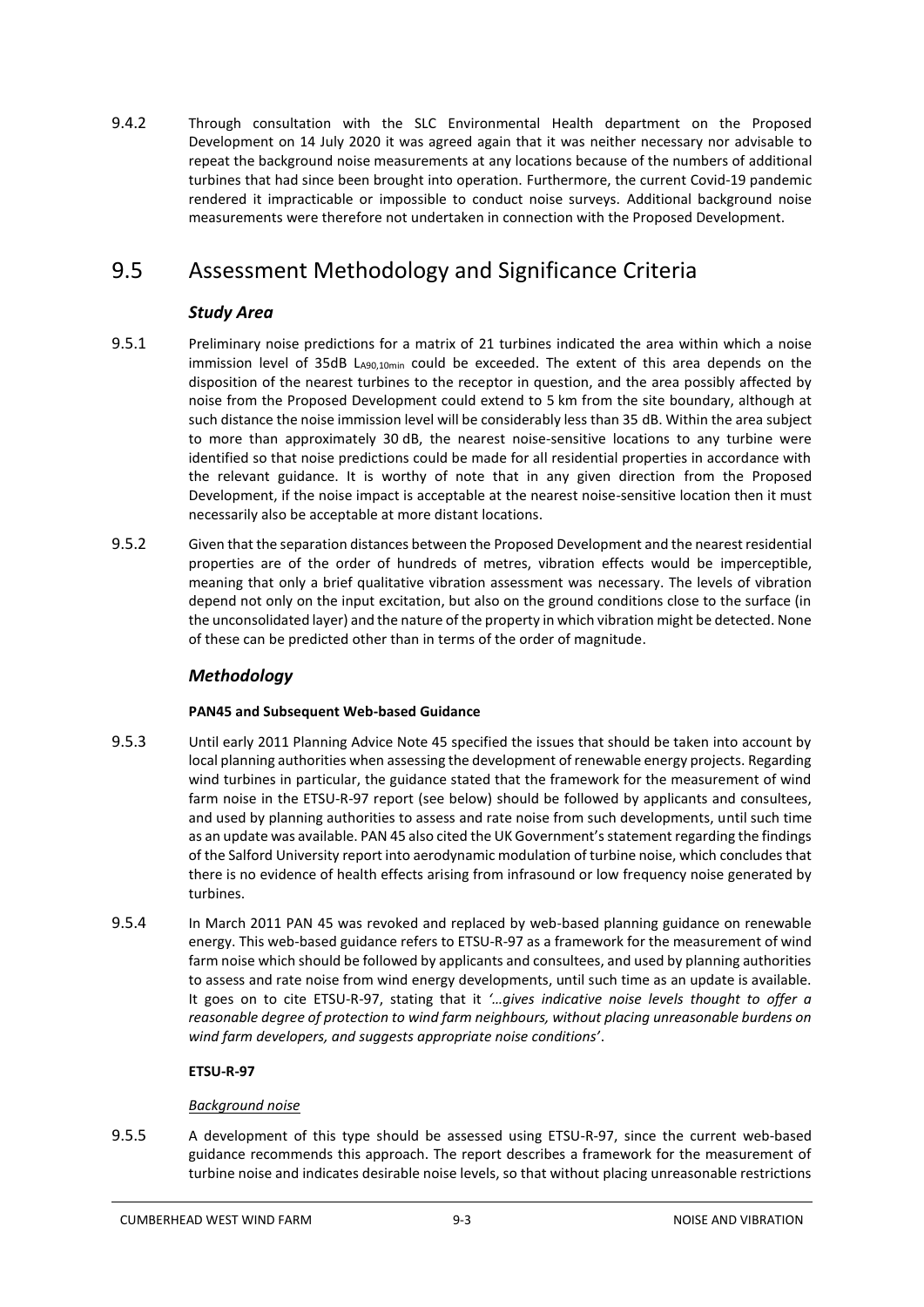9.4.2 Through consultation with the SLC Environmental Health department on the Proposed Development on 14 July 2020 it was agreed again that it was neither necessary nor advisable to repeat the background noise measurements at any locations because of the numbers of additional turbines that had since been brought into operation. Furthermore, the current Covid-19 pandemic rendered it impracticable or impossible to conduct noise surveys. Additional background noise measurements were therefore not undertaken in connection with the Proposed Development.

## 9.5 Assessment Methodology and Significance Criteria

### *Study Area*

9.5.1 Preliminary noise predictions for a matrix of 21 turbines indicated the area within which a noise immission level of 35dB $L_{A90,10min}$ could be exceeded. The extent of this area depends on the disposition of the nearest turbines to the receptor in question, and the area possibly affected by noise from the Proposed Development could extend to 5 km from the site boundary, although at such distance the noise immission level will be considerably less than 35 dB. Within the area subject to more than approximately 30 dB, the nearest noise-sensitive locations to any turbine were identified so that noise predictions could be made for all residential properties in accordance with the relevant guidance. It is worthy of note that in any given direction from the Proposed Development, if the noise impact is acceptable at the nearest noise-sensitive location then it must necessarily also be acceptable at more distant locations.

9.5.2 Given that the separation distances between the Proposed Development and the nearest residential properties are of the order of hundreds of metres, vibration effects would be imperceptible, meaning that only a brief qualitative vibration assessment was necessary. The levels of vibration depend not only on the input excitation, but also on the ground conditions close to the surface (in the unconsolidated layer) and the nature of the property in which vibration might be detected. None of these can be predicted other than in terms of the order of magnitude.

### *Methodology*

#### PAN45 and Subsequent Web-based Guidance

9.5.3 Until early 2011 Planning Advice Note 45 specified the issues that should be taken into account by local planning authorities when assessing the development of renewable energy projects. Regarding wind turbines in particular, the guidance stated that the framework for the measurement of wind farm noise in the ETSU-R-97 report (see below) should be followed by applicants and consultees, and used by planning authorities to assess and rate noise from such developments, until such time as an update was available. PAN 45 also cited the UK Government's statement regarding the findings of the Salford University report into aerodynamic modulation of turbine noise, which concludes that there is no evidence of health effects arising from infrasound or low frequency noise generated by turbines.

9.5.4 In March 2011 PAN 45 was revoked and replaced by web-based planning guidance on renewable energy. This web-based guidance refers to ETSU-R-97 as a framework for the measurement of wind farm noise which should be followed by applicants and consultees, and used by planning authorities to assess and rate noise from wind energy developments, until such time as an update is available. It goes on to cite ETSU-R-97, stating that it *'…gives indicative noise levels thought to offer a reasonable degree of protection to wind farm neighbours, without placing unreasonable burdens on wind farm developers, and suggests appropriate noise conditions'*.

#### ETSU-R-97

*Background noise*

9.5.5 A development of this type should be assessed using ETSU-R-97, since the current web-based guidance recommends this approach. The report describes a framework for the measurement of turbine noise and indicates desirable noise levels, so that without placing unreasonable restrictions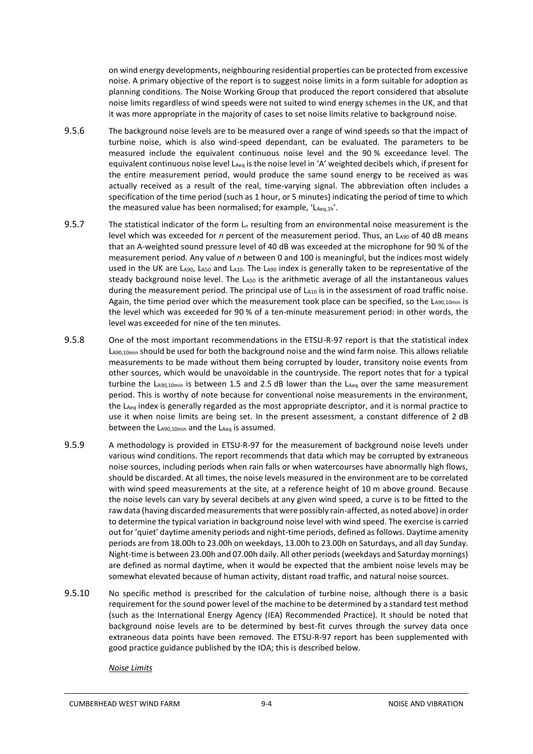on wind energy developments, neighbouring residential properties can be protected from excessive noise. A primary objective of the report is to suggest noise limits in a form suitable for adoption as planning conditions. The Noise Working Group that produced the report considered that absolute noise limits regardless of wind speeds were not suited to wind energy schemes in the UK, and that it was more appropriate in the majority of cases to set noise limits relative to background noise.

9.5.6 The background noise levels are to be measured over a range of wind speeds so that the impact of turbine noise, which is also wind-speed dependant, can be evaluated. The parameters to be measured include the equivalent continuous noise level and the 90 % exceedance level. The equivalent continuous noise level $L_{Aeq}$ is the noise level in 'A' weighted decibels which, if present for the entire measurement period, would produce the same sound energy to be received as was actually received as a result of the real, time-varying signal. The abbreviation often includes a specification of the time period (such as 1 hour, or 5 minutes) indicating the period of time to which the measured value has been normalised; for example, '$L_{Aeq,1h}$'.

9.5.7 The statistical indicator of the form $L_n$ resulting from an environmental noise measurement is the level which was exceeded for *n* percent of the measurement period. Thus, an $L_{A90}$ of 40 dB means that an A-weighted sound pressure level of 40 dB was exceeded at the microphone for 90 % of the measurement period. Any value of *n* between 0 and 100 is meaningful, but the indices most widely used in the UK are $L_{A90}$, $L_{A50}$ and $L_{A10}$. The $L_{A90}$ index is generally taken to be representative of the steady background noise level. The $L_{A50}$ is the arithmetic average of all the instantaneous values during the measurement period. The principal use of $L_{A10}$ is in the assessment of road traffic noise. Again, the time period over which the measurement took place can be specified, so the $L_{A90,10min}$ is the level which was exceeded for 90 % of a ten-minute measurement period: in other words, the level was exceeded for nine of the ten minutes.

9.5.8 One of the most important recommendations in the ETSU-R-97 report is that the statistical index $L_{A90,10min}$ should be used for both the background noise and the wind farm noise. This allows reliable measurements to be made without them being corrupted by louder, transitory noise events from other sources, which would be unavoidable in the countryside. The report notes that for a typical turbine the $L_{A90,10min}$ is between 1.5 and 2.5 dB lower than the $L_{Aeq}$ over the same measurement period. This is worthy of note because for conventional noise measurements in the environment, the $L_{Aeq}$ index is generally regarded as the most appropriate descriptor, and it is normal practice to use it when noise limits are being set. In the present assessment, a constant difference of 2 dB between the $L_{A90,10min}$ and the $L_{Aeq}$ is assumed.

9.5.9 A methodology is provided in ETSU-R-97 for the measurement of background noise levels under various wind conditions. The report recommends that data which may be corrupted by extraneous noise sources, including periods when rain falls or when watercourses have abnormally high flows, should be discarded. At all times, the noise levels measured in the environment are to be correlated with wind speed measurements at the site, at a reference height of 10 m above ground. Because the noise levels can vary by several decibels at any given wind speed, a curve is to be fitted to the raw data (having discarded measurements that were possibly rain-affected, as noted above) in order to determine the typical variation in background noise level with wind speed. The exercise is carried out for 'quiet' daytime amenity periods and night-time periods, defined as follows. Daytime amenity periods are from 18.00h to 23.00h on weekdays, 13.00h to 23.00h on Saturdays, and all day Sunday. Night-time is between 23.00h and 07.00h daily. All other periods (weekdays and Saturday mornings) are defined as normal daytime, when it would be expected that the ambient noise levels may be somewhat elevated because of human activity, distant road traffic, and natural noise sources.

9.5.10 No specific method is prescribed for the calculation of turbine noise, although there is a basic requirement for the sound power level of the machine to be determined by a standard test method (such as the International Energy Agency (IEA) Recommended Practice). It should be noted that background noise levels are to be determined by best-fit curves through the survey data once extraneous data points have been removed. The ETSU-R-97 report has been supplemented with good practice guidance published by the IOA; this is described below.

*Noise Limits*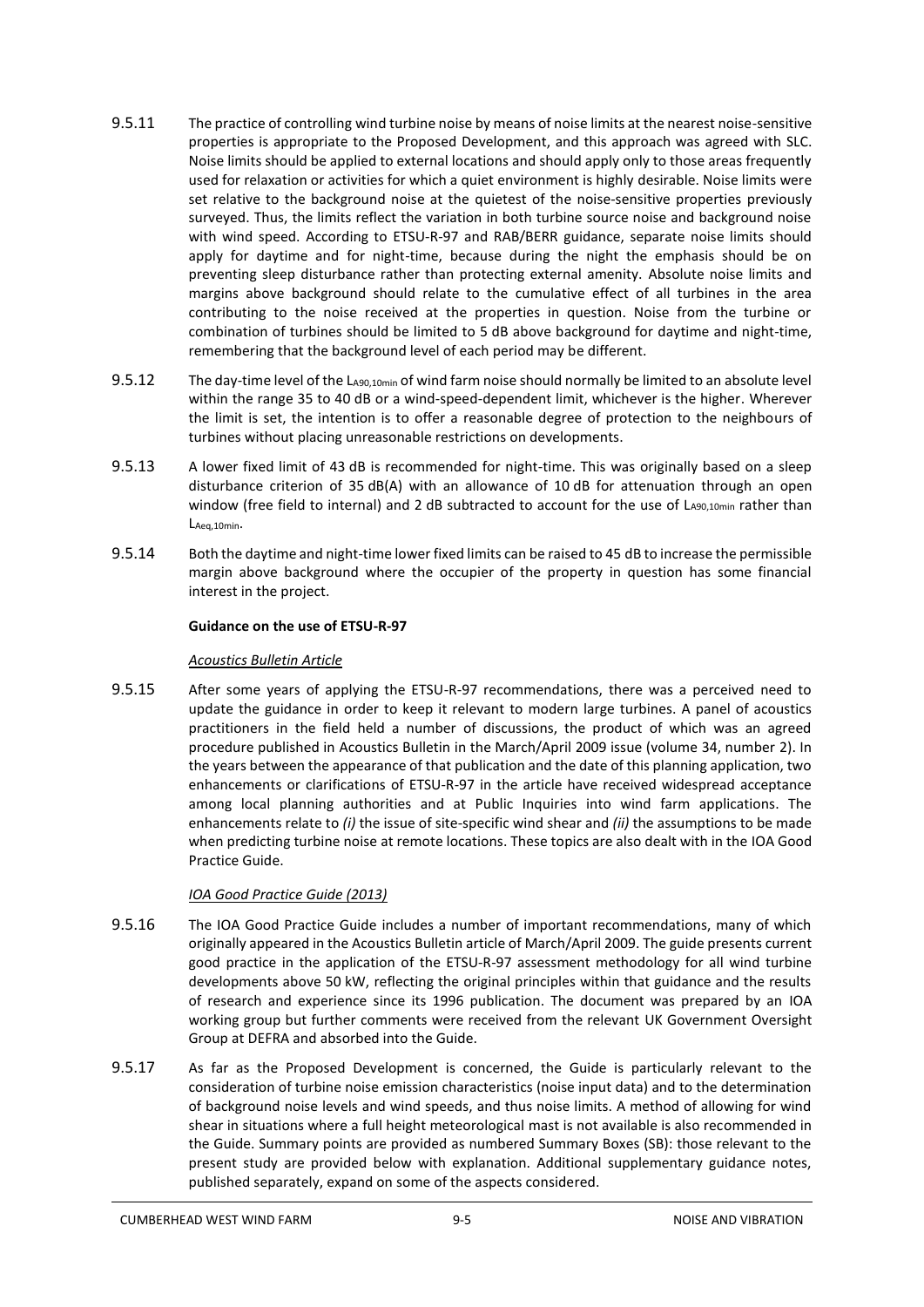9.5.11 The practice of controlling wind turbine noise by means of noise limits at the nearest noise-sensitive properties is appropriate to the Proposed Development, and this approach was agreed with SLC. Noise limits should be applied to external locations and should apply only to those areas frequently used for relaxation or activities for which a quiet environment is highly desirable. Noise limits were set relative to the background noise at the quietest of the noise-sensitive properties previously surveyed. Thus, the limits reflect the variation in both turbine source noise and background noise with wind speed. According to ETSU-R-97 and RAB/BERR guidance, separate noise limits should apply for daytime and for night-time, because during the night the emphasis should be on preventing sleep disturbance rather than protecting external amenity. Absolute noise limits and margins above background should relate to the cumulative effect of all turbines in the area contributing to the noise received at the properties in question. Noise from the turbine or combination of turbines should be limited to 5 dB above background for daytime and night-time, remembering that the background level of each period may be different.

9.5.12 The day-time level of the $L_{A90,10min}$ of wind farm noise should normally be limited to an absolute level within the range 35 to 40 dB or a wind-speed-dependent limit, whichever is the higher. Wherever the limit is set, the intention is to offer a reasonable degree of protection to the neighbours of turbines without placing unreasonable restrictions on developments.

9.5.13 A lower fixed limit of 43 dB is recommended for night-time. This was originally based on a sleep disturbance criterion of 35 dB(A) with an allowance of 10 dB for attenuation through an open window (free field to internal) and 2 dB subtracted to account for the use of $L_{A90,10min}$ rather than $L_{Aeq,10min}$.

9.5.14 Both the daytime and night-time lower fixed limits can be raised to 45 dB to increase the permissible margin above background where the occupier of the property in question has some financial interest in the project.

**Guidance on the use of ETSU-R-97**

*Acoustics Bulletin Article*

9.5.15 After some years of applying the ETSU-R-97 recommendations, there was a perceived need to update the guidance in order to keep it relevant to modern large turbines. A panel of acoustics practitioners in the field held a number of discussions, the product of which was an agreed procedure published in Acoustics Bulletin in the March/April 2009 issue (volume 34, number 2). In the years between the appearance of that publication and the date of this planning application, two enhancements or clarifications of ETSU-R-97 in the article have received widespread acceptance among local planning authorities and at Public Inquiries into wind farm applications. The enhancements relate to *(i)* the issue of site-specific wind shear and *(ii)* the assumptions to be made when predicting turbine noise at remote locations. These topics are also dealt with in the IOA Good Practice Guide.

*IOA Good Practice Guide (2013)*

9.5.16 The IOA Good Practice Guide includes a number of important recommendations, many of which originally appeared in the Acoustics Bulletin article of March/April 2009. The guide presents current good practice in the application of the ETSU-R-97 assessment methodology for all wind turbine developments above 50 kW, reflecting the original principles within that guidance and the results of research and experience since its 1996 publication. The document was prepared by an IOA working group but further comments were received from the relevant UK Government Oversight Group at DEFRA and absorbed into the Guide.

9.5.17 As far as the Proposed Development is concerned, the Guide is particularly relevant to the consideration of turbine noise emission characteristics (noise input data) and to the determination of background noise levels and wind speeds, and thus noise limits. A method of allowing for wind shear in situations where a full height meteorological mast is not available is also recommended in the Guide. Summary points are provided as numbered Summary Boxes (SB): those relevant to the present study are provided below with explanation. Additional supplementary guidance notes, published separately, expand on some of the aspects considered.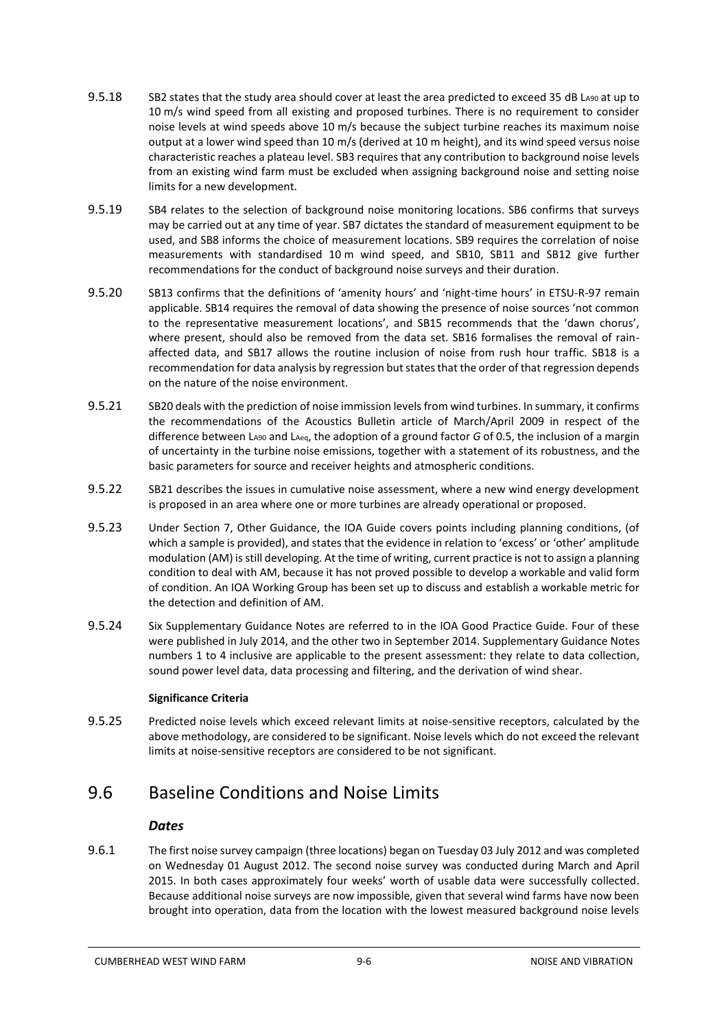9.5.18 SB2 states that the study area should cover at least the area predicted to exceed 35 dB $L_{A90}$ at up to 10 m/s wind speed from all existing and proposed turbines. There is no requirement to consider noise levels at wind speeds above 10 m/s because the subject turbine reaches its maximum noise output at a lower wind speed than 10 m/s (derived at 10 m height), and its wind speed versus noise characteristic reaches a plateau level. SB3 requires that any contribution to background noise levels from an existing wind farm must be excluded when assigning background noise and setting noise limits for a new development.

9.5.19 SB4 relates to the selection of background noise monitoring locations. SB6 confirms that surveys may be carried out at any time of year. SB7 dictates the standard of measurement equipment to be used, and SB8 informs the choice of measurement locations. SB9 requires the correlation of noise measurements with standardised 10 m wind speed, and SB10, SB11 and SB12 give further recommendations for the conduct of background noise surveys and their duration.

9.5.20 SB13 confirms that the definitions of 'amenity hours' and 'night-time hours' in ETSU-R-97 remain applicable. SB14 requires the removal of data showing the presence of noise sources 'not common to the representative measurement locations', and SB15 recommends that the 'dawn chorus', where present, should also be removed from the data set. SB16 formalises the removal of rain-affected data, and SB17 allows the routine inclusion of noise from rush hour traffic. SB18 is a recommendation for data analysis by regression but states that the order of that regression depends on the nature of the noise environment.

9.5.21 SB20 deals with the prediction of noise immission levels from wind turbines. In summary, it confirms the recommendations of the Acoustics Bulletin article of March/April 2009 in respect of the difference between $L_{A90}$ and $L_{Aeq}$, the adoption of a ground factor *G* of 0.5, the inclusion of a margin of uncertainty in the turbine noise emissions, together with a statement of its robustness, and the basic parameters for source and receiver heights and atmospheric conditions.

9.5.22 SB21 describes the issues in cumulative noise assessment, where a new wind energy development is proposed in an area where one or more turbines are already operational or proposed.

9.5.23 Under Section 7, Other Guidance, the IOA Guide covers points including planning conditions, (of which a sample is provided), and states that the evidence in relation to 'excess' or 'other' amplitude modulation (AM) is still developing. At the time of writing, current practice is not to assign a planning condition to deal with AM, because it has not proved possible to develop a workable and valid form of condition. An IOA Working Group has been set up to discuss and establish a workable metric for the detection and definition of AM.

9.5.24 Six Supplementary Guidance Notes are referred to in the IOA Good Practice Guide. Four of these were published in July 2014, and the other two in September 2014. Supplementary Guidance Notes numbers 1 to 4 inclusive are applicable to the present assessment: they relate to data collection, sound power level data, data processing and filtering, and the derivation of wind shear.

**Significance Criteria**

9.5.25 Predicted noise levels which exceed relevant limits at noise-sensitive receptors, calculated by the above methodology, are considered to be significant. Noise levels which do not exceed the relevant limits at noise-sensitive receptors are considered to be not significant.

## 9.6 Baseline Conditions and Noise Limits

### *Dates*

9.6.1 The first noise survey campaign (three locations) began on Tuesday 03 July 2012 and was completed on Wednesday 01 August 2012. The second noise survey was conducted during March and April 2015. In both cases approximately four weeks' worth of usable data were successfully collected. Because additional noise surveys are now impossible, given that several wind farms have now been brought into operation, data from the location with the lowest measured background noise levels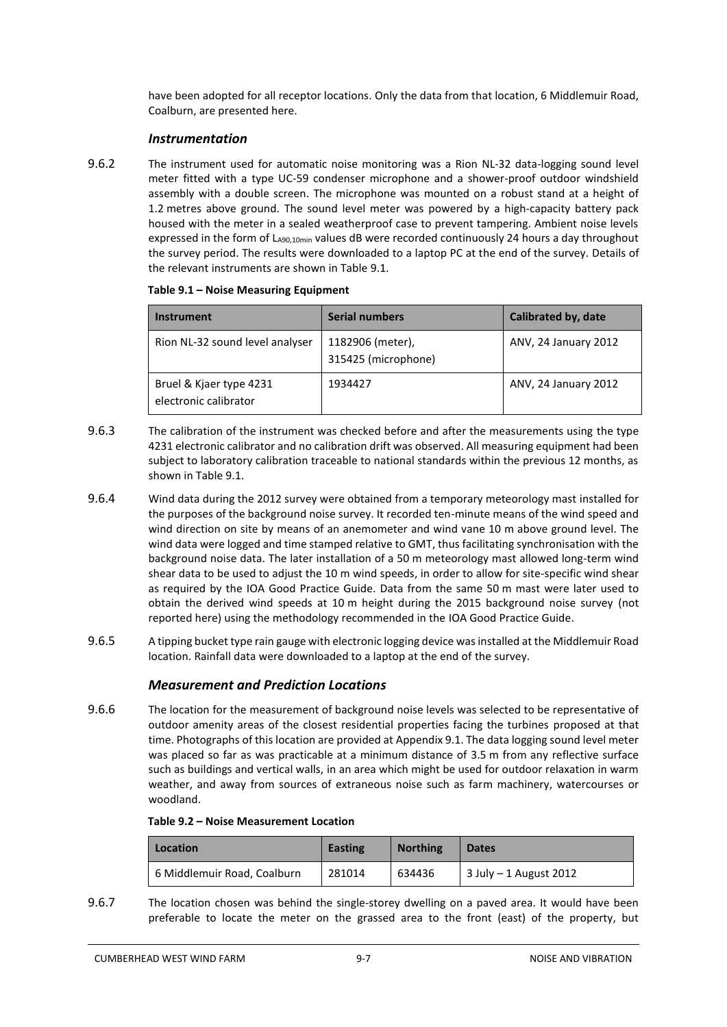have been adopted for all receptor locations. Only the data from that location, 6 Middlemuir Road, Coalburn, are presented here.

### *Instrumentation*

9.6.2 The instrument used for automatic noise monitoring was a Rion NL-32 data-logging sound level meter fitted with a type UC-59 condenser microphone and a shower-proof outdoor windshield assembly with a double screen. The microphone was mounted on a robust stand at a height of 1.2 metres above ground. The sound level meter was powered by a high-capacity battery pack housed with the meter in a sealed weatherproof case to prevent tampering. Ambient noise levels expressed in the form of $L_{A90,10min}$ values dB were recorded continuously 24 hours a day throughout the survey period. The results were downloaded to a laptop PC at the end of the survey. Details of the relevant instruments are shown in Table 9.1.

**Table 9.1 – Noise Measuring Equipment**

| Instrument | Serial numbers | Calibrated by, date |
|---|---|---|
| Rion NL-32 sound level analyser | 1182906 (meter), 315425 (microphone) | ANV, 24 January 2012 |
| Bruel & Kjaer type 4231 electronic calibrator | 1934427 | ANV, 24 January 2012 |

9.6.3 The calibration of the instrument was checked before and after the measurements using the type 4231 electronic calibrator and no calibration drift was observed. All measuring equipment had been subject to laboratory calibration traceable to national standards within the previous 12 months, as shown in Table 9.1.

9.6.4 Wind data during the 2012 survey were obtained from a temporary meteorology mast installed for the purposes of the background noise survey. It recorded ten-minute means of the wind speed and wind direction on site by means of an anemometer and wind vane 10 m above ground level. The wind data were logged and time stamped relative to GMT, thus facilitating synchronisation with the background noise data. The later installation of a 50 m meteorology mast allowed long-term wind shear data to be used to adjust the 10 m wind speeds, in order to allow for site-specific wind shear as required by the IOA Good Practice Guide. Data from the same 50 m mast were later used to obtain the derived wind speeds at 10 m height during the 2015 background noise survey (not reported here) using the methodology recommended in the IOA Good Practice Guide.

9.6.5 A tipping bucket type rain gauge with electronic logging device was installed at the Middlemuir Road location. Rainfall data were downloaded to a laptop at the end of the survey.

### *Measurement and Prediction Locations*

9.6.6 The location for the measurement of background noise levels was selected to be representative of outdoor amenity areas of the closest residential properties facing the turbines proposed at that time. Photographs of this location are provided at Appendix 9.1. The data logging sound level meter was placed so far as was practicable at a minimum distance of 3.5 m from any reflective surface such as buildings and vertical walls, in an area which might be used for outdoor relaxation in warm weather, and away from sources of extraneous noise such as farm machinery, watercourses or woodland.

**Table 9.2 – Noise Measurement Location**

| Location | Easting | Northing | Dates |
|---|---|---|---|
| 6 Middlemuir Road, Coalburn | 281014 | 634436 | 3 July – 1 August 2012 |

9.6.7 The location chosen was behind the single-storey dwelling on a paved area. It would have been preferable to locate the meter on the grassed area to the front (east) of the property, but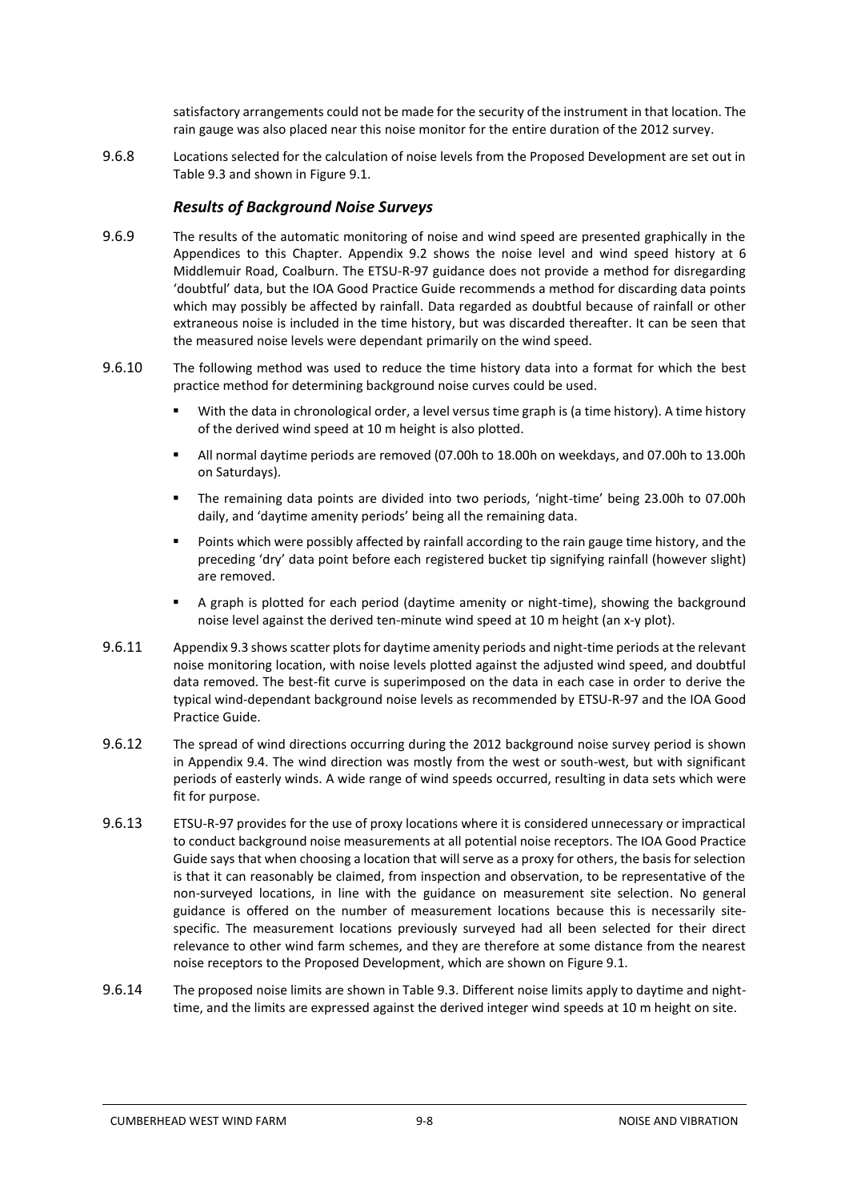satisfactory arrangements could not be made for the security of the instrument in that location. The rain gauge was also placed near this noise monitor for the entire duration of the 2012 survey.

9.6.8 Locations selected for the calculation of noise levels from the Proposed Development are set out in Table 9.3 and shown in Figure 9.1.

### *Results of Background Noise Surveys*

9.6.9 The results of the automatic monitoring of noise and wind speed are presented graphically in the Appendices to this Chapter. Appendix 9.2 shows the noise level and wind speed history at 6 Middlemuir Road, Coalburn. The ETSU-R-97 guidance does not provide a method for disregarding 'doubtful' data, but the IOA Good Practice Guide recommends a method for discarding data points which may possibly be affected by rainfall. Data regarded as doubtful because of rainfall or other extraneous noise is included in the time history, but was discarded thereafter. It can be seen that the measured noise levels were dependant primarily on the wind speed.

9.6.10 The following method was used to reduce the time history data into a format for which the best practice method for determining background noise curves could be used.

- With the data in chronological order, a level versus time graph is (a time history). A time history of the derived wind speed at 10 m height is also plotted.
- All normal daytime periods are removed (07.00h to 18.00h on weekdays, and 07.00h to 13.00h on Saturdays).
- The remaining data points are divided into two periods, 'night-time' being 23.00h to 07.00h daily, and 'daytime amenity periods' being all the remaining data.
- Points which were possibly affected by rainfall according to the rain gauge time history, and the preceding 'dry' data point before each registered bucket tip signifying rainfall (however slight) are removed.
- A graph is plotted for each period (daytime amenity or night-time), showing the background noise level against the derived ten-minute wind speed at 10 m height (an x-y plot).

9.6.11 Appendix 9.3 shows scatter plots for daytime amenity periods and night-time periods at the relevant noise monitoring location, with noise levels plotted against the adjusted wind speed, and doubtful data removed. The best-fit curve is superimposed on the data in each case in order to derive the typical wind-dependant background noise levels as recommended by ETSU-R-97 and the IOA Good Practice Guide.

9.6.12 The spread of wind directions occurring during the 2012 background noise survey period is shown in Appendix 9.4. The wind direction was mostly from the west or south-west, but with significant periods of easterly winds. A wide range of wind speeds occurred, resulting in data sets which were fit for purpose.

9.6.13 ETSU-R-97 provides for the use of proxy locations where it is considered unnecessary or impractical to conduct background noise measurements at all potential noise receptors. The IOA Good Practice Guide says that when choosing a location that will serve as a proxy for others, the basis for selection is that it can reasonably be claimed, from inspection and observation, to be representative of the non-surveyed locations, in line with the guidance on measurement site selection. No general guidance is offered on the number of measurement locations because this is necessarily site-specific. The measurement locations previously surveyed had all been selected for their direct relevance to other wind farm schemes, and they are therefore at some distance from the nearest noise receptors to the Proposed Development, which are shown on Figure 9.1.

9.6.14 The proposed noise limits are shown in Table 9.3. Different noise limits apply to daytime and night-time, and the limits are expressed against the derived integer wind speeds at 10 m height on site.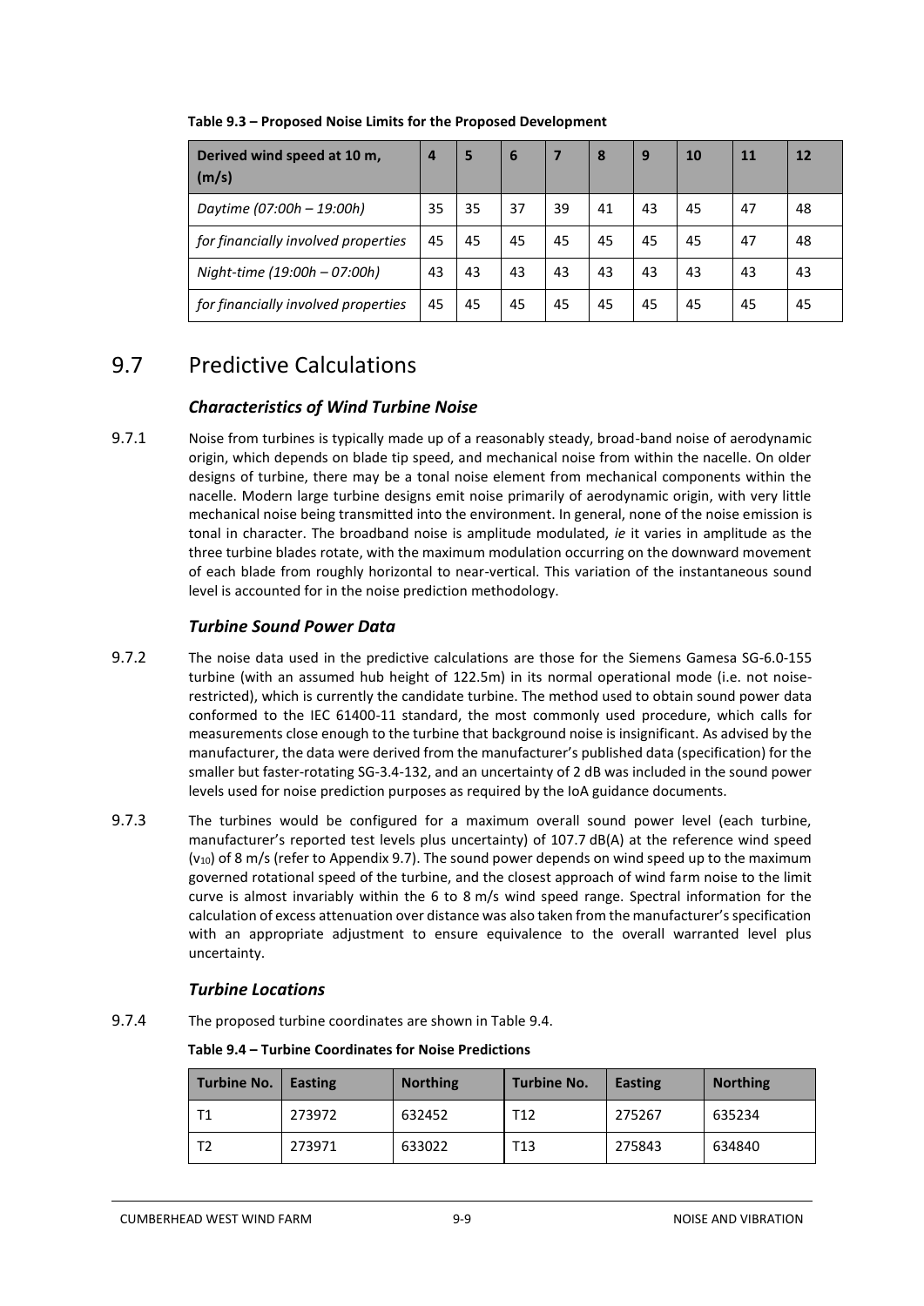**Table 9.3 – Proposed Noise Limits for the Proposed Development**

| Derived wind speed at 10 m, (m/s) | 4 | 5 | 6 | 7 | 8 | 9 | 10 | 11 | 12 |
|---|---|---|---|---|---|---|---|---|---|
| *Daytime (07:00h – 19:00h)* | 35 | 35 | 37 | 39 | 41 | 43 | 45 | 47 | 48 |
| *for financially involved properties* | 45 | 45 | 45 | 45 | 45 | 45 | 45 | 47 | 48 |
| *Night-time (19:00h – 07:00h)* | 43 | 43 | 43 | 43 | 43 | 43 | 43 | 43 | 43 |
| *for financially involved properties* | 45 | 45 | 45 | 45 | 45 | 45 | 45 | 45 | 45 |

## 9.7 Predictive Calculations

### *Characteristics of Wind Turbine Noise*

9.7.1 Noise from turbines is typically made up of a reasonably steady, broad-band noise of aerodynamic origin, which depends on blade tip speed, and mechanical noise from within the nacelle. On older designs of turbine, there may be a tonal noise element from mechanical components within the nacelle. Modern large turbine designs emit noise primarily of aerodynamic origin, with very little mechanical noise being transmitted into the environment. In general, none of the noise emission is tonal in character. The broadband noise is amplitude modulated, *ie* it varies in amplitude as the three turbine blades rotate, with the maximum modulation occurring on the downward movement of each blade from roughly horizontal to near-vertical. This variation of the instantaneous sound level is accounted for in the noise prediction methodology.

### *Turbine Sound Power Data*

9.7.2 The noise data used in the predictive calculations are those for the Siemens Gamesa SG-6.0-155 turbine (with an assumed hub height of 122.5m) in its normal operational mode (i.e. not noise-restricted), which is currently the candidate turbine. The method used to obtain sound power data conformed to the IEC 61400-11 standard, the most commonly used procedure, which calls for measurements close enough to the turbine that background noise is insignificant. As advised by the manufacturer, the data were derived from the manufacturer's published data (specification) for the smaller but faster-rotating SG-3.4-132, and an uncertainty of 2 dB was included in the sound power levels used for noise prediction purposes as required by the IoA guidance documents.

9.7.3 The turbines would be configured for a maximum overall sound power level (each turbine, manufacturer's reported test levels plus uncertainty) of 107.7 dB(A) at the reference wind speed ($v_{10}$) of 8 m/s (refer to Appendix 9.7). The sound power depends on wind speed up to the maximum governed rotational speed of the turbine, and the closest approach of wind farm noise to the limit curve is almost invariably within the 6 to 8 m/s wind speed range. Spectral information for the calculation of excess attenuation over distance was also taken from the manufacturer's specification with an appropriate adjustment to ensure equivalence to the overall warranted level plus uncertainty.

### *Turbine Locations*

9.7.4 The proposed turbine coordinates are shown in Table 9.4.

**Table 9.4 – Turbine Coordinates for Noise Predictions**

| Turbine No. | Easting | Northing | Turbine No. | Easting | Northing |
|---|---|---|---|---|---|
| T1 | 273972 | 632452 | T12 | 275267 | 635234 |
| T2 | 273971 | 633022 | T13 | 275843 | 634840 |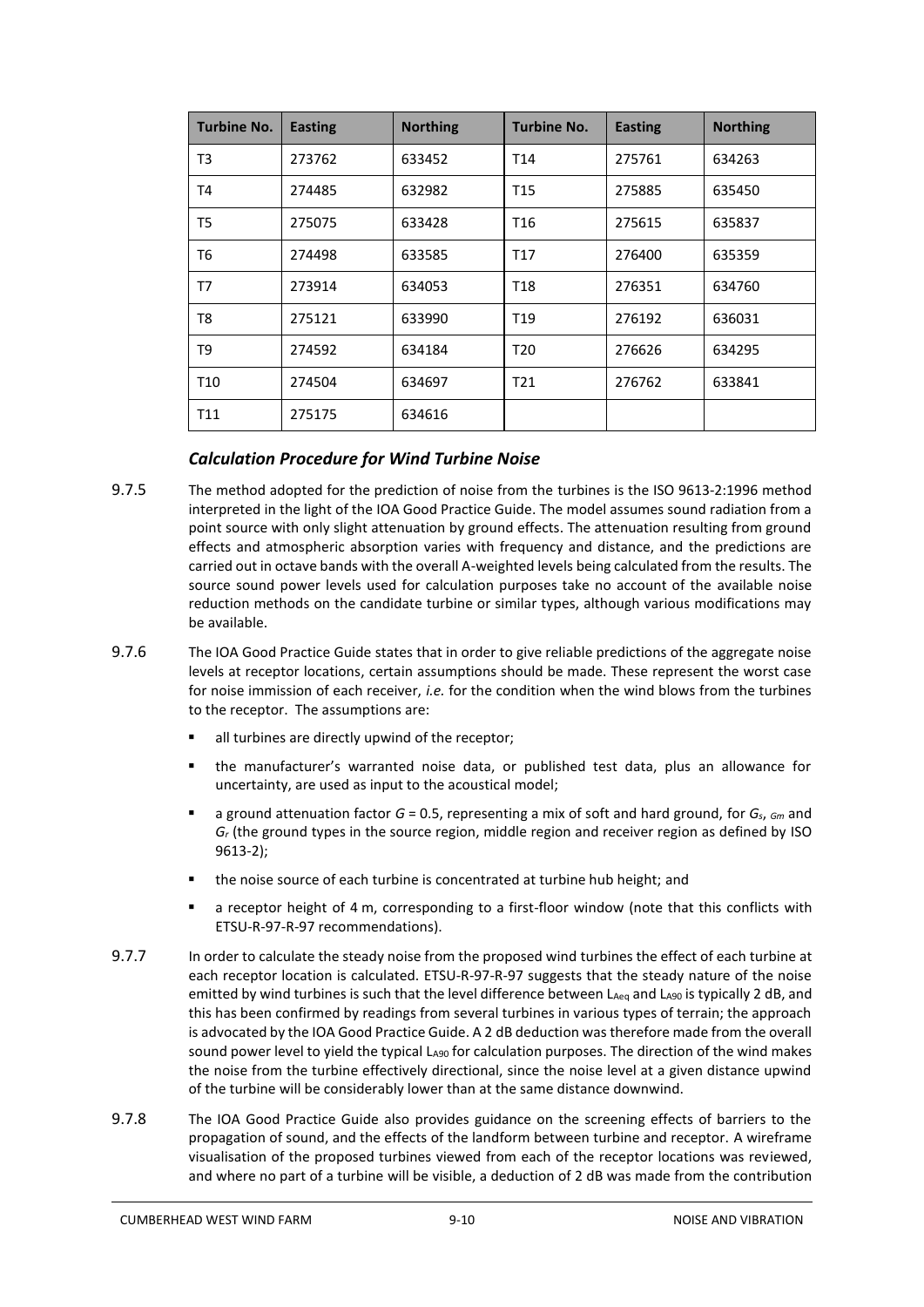| Turbine No. | Easting | Northing | Turbine No. | Easting | Northing |
|---|---|---|---|---|---|
| T3 | 273762 | 633452 | T14 | 275761 | 634263 |
| T4 | 274485 | 632982 | T15 | 275885 | 635450 |
| T5 | 275075 | 633428 | T16 | 275615 | 635837 |
| T6 | 274498 | 633585 | T17 | 276400 | 635359 |
| T7 | 273914 | 634053 | T18 | 276351 | 634760 |
| T8 | 275121 | 633990 | T19 | 276192 | 636031 |
| T9 | 274592 | 634184 | T20 | 276626 | 634295 |
| T10 | 274504 | 634697 | T21 | 276762 | 633841 |
| T11 | 275175 | 634616 | | | |

### *Calculation Procedure for Wind Turbine Noise*

9.7.5 The method adopted for the prediction of noise from the turbines is the ISO 9613-2:1996 method interpreted in the light of the IOA Good Practice Guide. The model assumes sound radiation from a point source with only slight attenuation by ground effects. The attenuation resulting from ground effects and atmospheric absorption varies with frequency and distance, and the predictions are carried out in octave bands with the overall A-weighted levels being calculated from the results. The source sound power levels used for calculation purposes take no account of the available noise reduction methods on the candidate turbine or similar types, although various modifications may be available.

9.7.6 The IOA Good Practice Guide states that in order to give reliable predictions of the aggregate noise levels at receptor locations, certain assumptions should be made. These represent the worst case for noise immission of each receiver, *i.e.* for the condition when the wind blows from the turbines to the receptor. The assumptions are:

- all turbines are directly upwind of the receptor;
- the manufacturer's warranted noise data, or published test data, plus an allowance for uncertainty, are used as input to the acoustical model;
- a ground attenuation factor $G = 0.5$, representing a mix of soft and hard ground, for $G_s$, $G_m$ and $G_r$ (the ground types in the source region, middle region and receiver region as defined by ISO 9613-2);
- the noise source of each turbine is concentrated at turbine hub height; and
- a receptor height of 4 m, corresponding to a first-floor window (note that this conflicts with ETSU-R-97-R-97 recommendations).

9.7.7 In order to calculate the steady noise from the proposed wind turbines the effect of each turbine at each receptor location is calculated. ETSU-R-97-R-97 suggests that the steady nature of the noise emitted by wind turbines is such that the level difference between $L_{Aeq}$ and $L_{A90}$ is typically 2 dB, and this has been confirmed by readings from several turbines in various types of terrain; the approach is advocated by the IOA Good Practice Guide. A 2 dB deduction was therefore made from the overall sound power level to yield the typical $L_{A90}$ for calculation purposes. The direction of the wind makes the noise from the turbine effectively directional, since the noise level at a given distance upwind of the turbine will be considerably lower than at the same distance downwind.

9.7.8 The IOA Good Practice Guide also provides guidance on the screening effects of barriers to the propagation of sound, and the effects of the landform between turbine and receptor. A wireframe visualisation of the proposed turbines viewed from each of the receptor locations was reviewed, and where no part of a turbine will be visible, a deduction of 2 dB was made from the contribution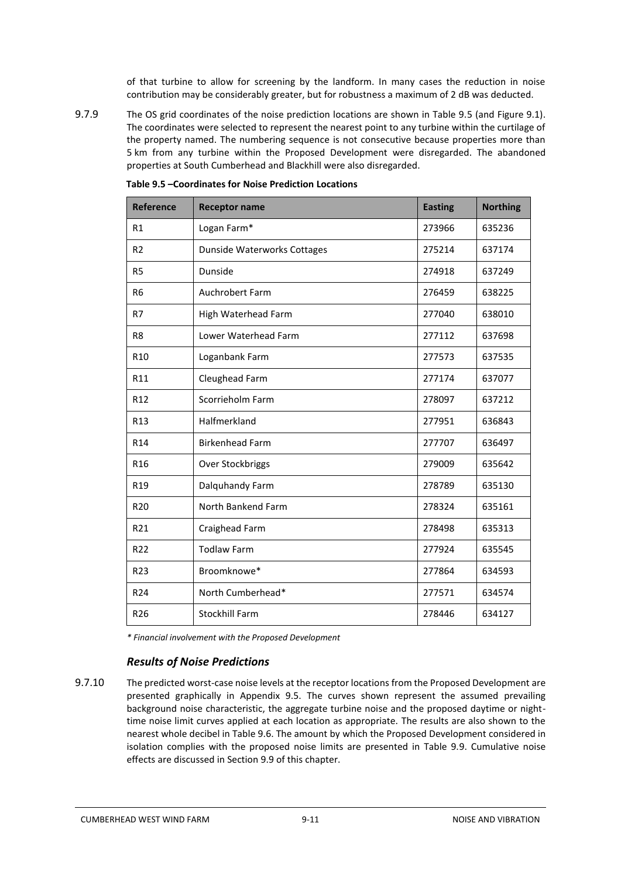of that turbine to allow for screening by the landform. In many cases the reduction in noise contribution may be considerably greater, but for robustness a maximum of 2 dB was deducted.

9.7.9 The OS grid coordinates of the noise prediction locations are shown in Table 9.5 (and Figure 9.1). The coordinates were selected to represent the nearest point to any turbine within the curtilage of the property named. The numbering sequence is not consecutive because properties more than 5 km from any turbine within the Proposed Development were disregarded. The abandoned properties at South Cumberhead and Blackhill were also disregarded.

**Table 9.5 –Coordinates for Noise Prediction Locations**

| Reference | Receptor name | Easting | Northing |
|---|---|---|---|
| R1 | Logan Farm* | 273966 | 635236 |
| R2 | Dunside Waterworks Cottages | 275214 | 637174 |
| R5 | Dunside | 274918 | 637249 |
| R6 | Auchrobert Farm | 276459 | 638225 |
| R7 | High Waterhead Farm | 277040 | 638010 |
| R8 | Lower Waterhead Farm | 277112 | 637698 |
| R10 | Loganbank Farm | 277573 | 637535 |
| R11 | Cleughead Farm | 277174 | 637077 |
| R12 | Scorrieholm Farm | 278097 | 637212 |
| R13 | Halfmerkland | 277951 | 636843 |
| R14 | Birkenhead Farm | 277707 | 636497 |
| R16 | Over Stockbriggs | 279009 | 635642 |
| R19 | Dalquhandy Farm | 278789 | 635130 |
| R20 | North Bankend Farm | 278324 | 635161 |
| R21 | Craighead Farm | 278498 | 635313 |
| R22 | Todlaw Farm | 277924 | 635545 |
| R23 | Broomknowe* | 277864 | 634593 |
| R24 | North Cumberhead* | 277571 | 634574 |
| R26 | Stockhill Farm | 278446 | 634127 |

*\* Financial involvement with the Proposed Development*

### *Results of Noise Predictions*

9.7.10 The predicted worst-case noise levels at the receptor locations from the Proposed Development are presented graphically in Appendix 9.5. The curves shown represent the assumed prevailing background noise characteristic, the aggregate turbine noise and the proposed daytime or night-time noise limit curves applied at each location as appropriate. The results are also shown to the nearest whole decibel in Table 9.6. The amount by which the Proposed Development considered in isolation complies with the proposed noise limits are presented in Table 9.9. Cumulative noise effects are discussed in Section 9.9 of this chapter.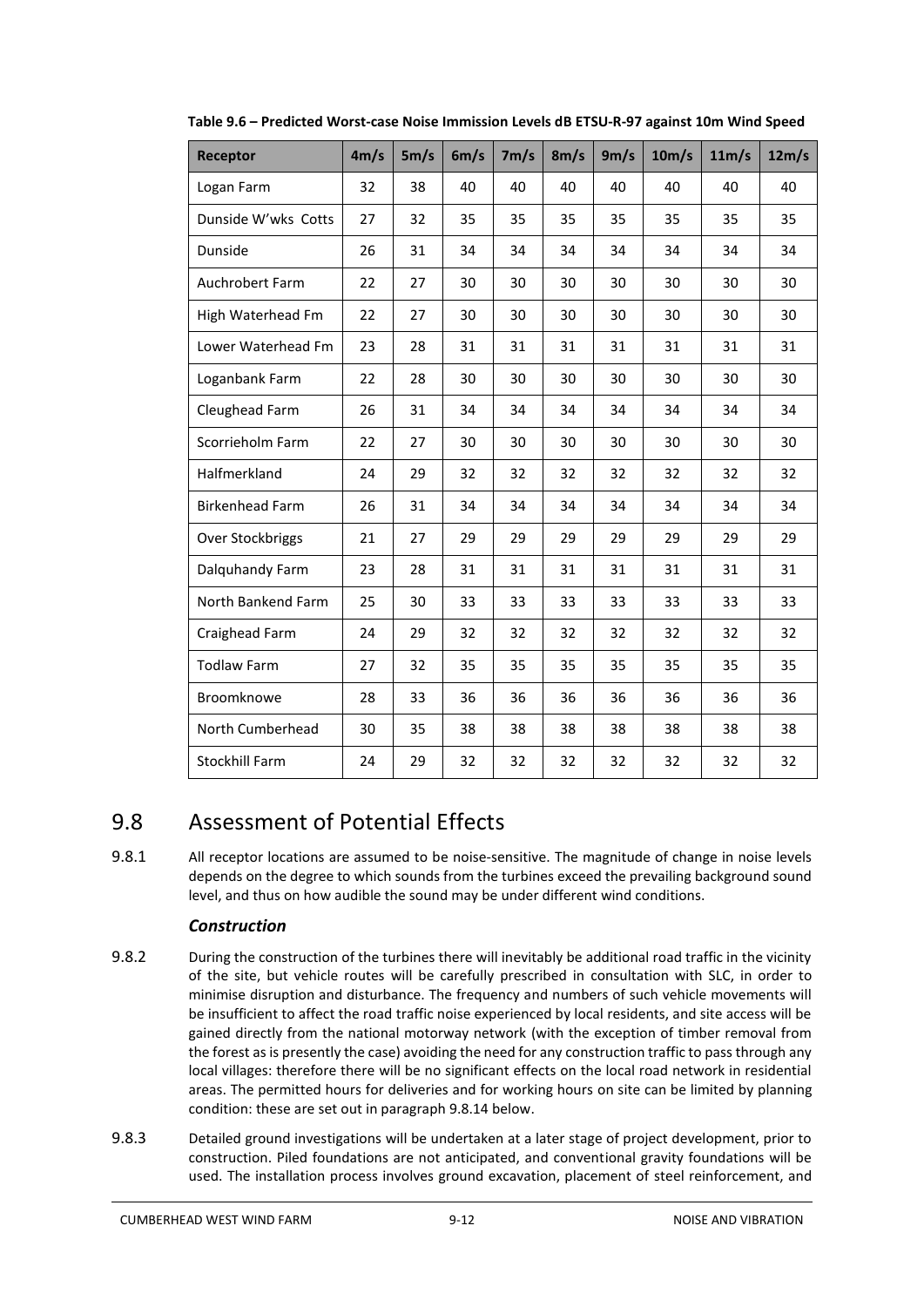**Table 9.6 – Predicted Worst-case Noise Immission Levels dB ETSU-R-97 against 10m Wind Speed**

| Receptor | 4m/s | 5m/s | 6m/s | 7m/s | 8m/s | 9m/s | 10m/s | 11m/s | 12m/s |
|---|---|---|---|---|---|---|---|---|---|
| Logan Farm | 32 | 38 | 40 | 40 | 40 | 40 | 40 | 40 | 40 |
| Dunside W'wks Cotts | 27 | 32 | 35 | 35 | 35 | 35 | 35 | 35 | 35 |
| Dunside | 26 | 31 | 34 | 34 | 34 | 34 | 34 | 34 | 34 |
| Auchrobert Farm | 22 | 27 | 30 | 30 | 30 | 30 | 30 | 30 | 30 |
| High Waterhead Fm | 22 | 27 | 30 | 30 | 30 | 30 | 30 | 30 | 30 |
| Lower Waterhead Fm | 23 | 28 | 31 | 31 | 31 | 31 | 31 | 31 | 31 |
| Loganbank Farm | 22 | 28 | 30 | 30 | 30 | 30 | 30 | 30 | 30 |
| Cleughead Farm | 26 | 31 | 34 | 34 | 34 | 34 | 34 | 34 | 34 |
| Scorrieholm Farm | 22 | 27 | 30 | 30 | 30 | 30 | 30 | 30 | 30 |
| Halfmerkland | 24 | 29 | 32 | 32 | 32 | 32 | 32 | 32 | 32 |
| Birkenhead Farm | 26 | 31 | 34 | 34 | 34 | 34 | 34 | 34 | 34 |
| Over Stockbriggs | 21 | 27 | 29 | 29 | 29 | 29 | 29 | 29 | 29 |
| Dalquhandy Farm | 23 | 28 | 31 | 31 | 31 | 31 | 31 | 31 | 31 |
| North Bankend Farm | 25 | 30 | 33 | 33 | 33 | 33 | 33 | 33 | 33 |
| Craighead Farm | 24 | 29 | 32 | 32 | 32 | 32 | 32 | 32 | 32 |
| Todlaw Farm | 27 | 32 | 35 | 35 | 35 | 35 | 35 | 35 | 35 |
| Broomknowe | 28 | 33 | 36 | 36 | 36 | 36 | 36 | 36 | 36 |
| North Cumberhead | 30 | 35 | 38 | 38 | 38 | 38 | 38 | 38 | 38 |
| Stockhill Farm | 24 | 29 | 32 | 32 | 32 | 32 | 32 | 32 | 32 |

## 9.8 Assessment of Potential Effects

9.8.1 All receptor locations are assumed to be noise-sensitive. The magnitude of change in noise levels depends on the degree to which sounds from the turbines exceed the prevailing background sound level, and thus on how audible the sound may be under different wind conditions.

### *Construction*

9.8.2 During the construction of the turbines there will inevitably be additional road traffic in the vicinity of the site, but vehicle routes will be carefully prescribed in consultation with SLC, in order to minimise disruption and disturbance. The frequency and numbers of such vehicle movements will be insufficient to affect the road traffic noise experienced by local residents, and site access will be gained directly from the national motorway network (with the exception of timber removal from the forest as is presently the case) avoiding the need for any construction traffic to pass through any local villages: therefore there will be no significant effects on the local road network in residential areas. The permitted hours for deliveries and for working hours on site can be limited by planning condition: these are set out in paragraph 9.8.14 below.

9.8.3 Detailed ground investigations will be undertaken at a later stage of project development, prior to construction. Piled foundations are not anticipated, and conventional gravity foundations will be used. The installation process involves ground excavation, placement of steel reinforcement, and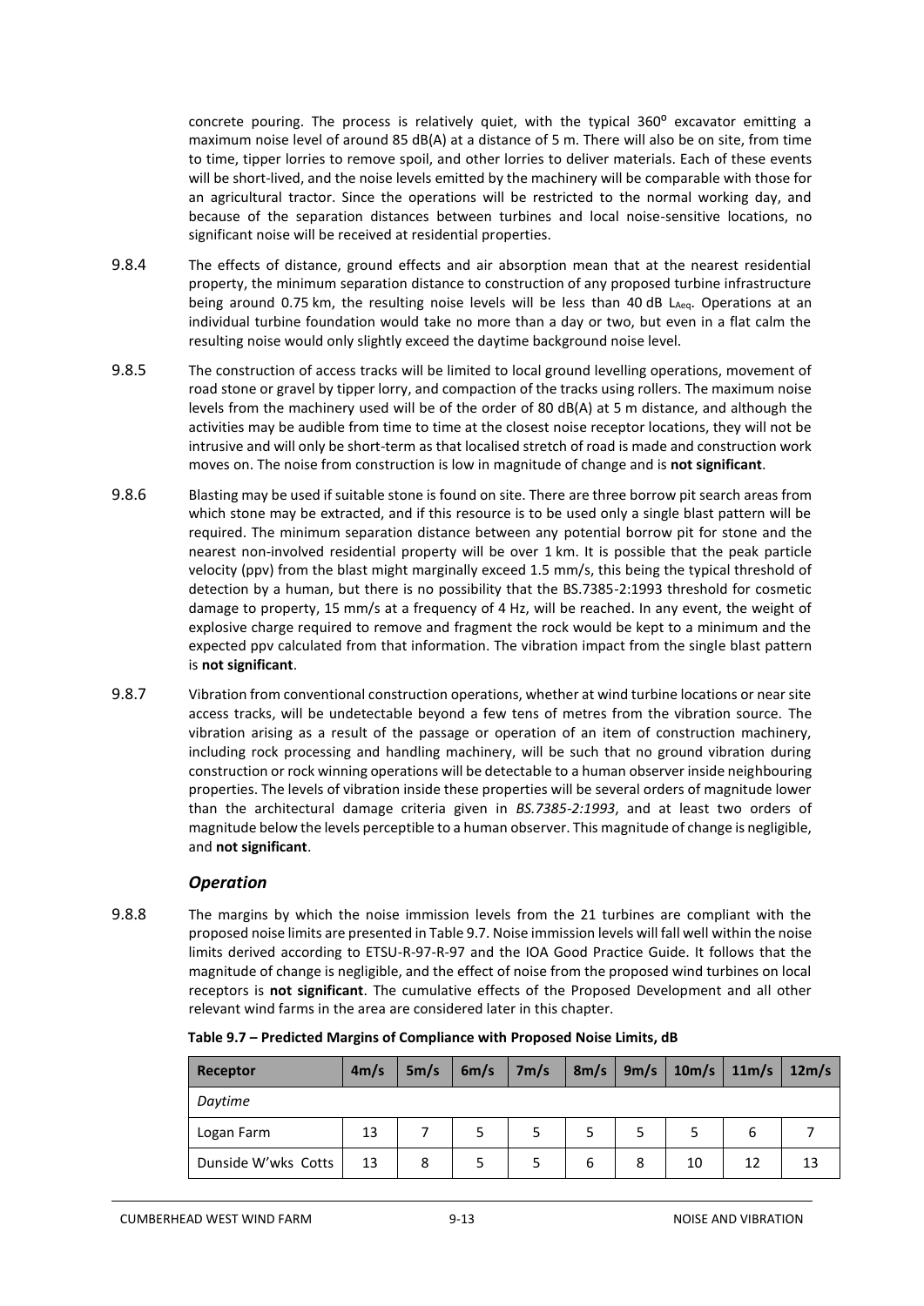concrete pouring. The process is relatively quiet, with the typical 360° excavator emitting a maximum noise level of around 85 dB(A) at a distance of 5 m. There will also be on site, from time to time, tipper lorries to remove spoil, and other lorries to deliver materials. Each of these events will be short-lived, and the noise levels emitted by the machinery will be comparable with those for an agricultural tractor. Since the operations will be restricted to the normal working day, and because of the separation distances between turbines and local noise-sensitive locations, no significant noise will be received at residential properties.

9.8.4 The effects of distance, ground effects and air absorption mean that at the nearest residential property, the minimum separation distance to construction of any proposed turbine infrastructure being around 0.75 km, the resulting noise levels will be less than 40 dB $L_{Aeq}$. Operations at an individual turbine foundation would take no more than a day or two, but even in a flat calm the resulting noise would only slightly exceed the daytime background noise level.

9.8.5 The construction of access tracks will be limited to local ground levelling operations, movement of road stone or gravel by tipper lorry, and compaction of the tracks using rollers. The maximum noise levels from the machinery used will be of the order of 80 dB(A) at 5 m distance, and although the activities may be audible from time to time at the closest noise receptor locations, they will not be intrusive and will only be short-term as that localised stretch of road is made and construction work moves on. The noise from construction is low in magnitude of change and is **not significant**.

9.8.6 Blasting may be used if suitable stone is found on site. There are three borrow pit search areas from which stone may be extracted, and if this resource is to be used only a single blast pattern will be required. The minimum separation distance between any potential borrow pit for stone and the nearest non-involved residential property will be over 1 km. It is possible that the peak particle velocity (ppv) from the blast might marginally exceed 1.5 mm/s, this being the typical threshold of detection by a human, but there is no possibility that the BS.7385-2:1993 threshold for cosmetic damage to property, 15 mm/s at a frequency of 4 Hz, will be reached. In any event, the weight of explosive charge required to remove and fragment the rock would be kept to a minimum and the expected ppv calculated from that information. The vibration impact from the single blast pattern is **not significant**.

9.8.7 Vibration from conventional construction operations, whether at wind turbine locations or near site access tracks, will be undetectable beyond a few tens of metres from the vibration source. The vibration arising as a result of the passage or operation of an item of construction machinery, including rock processing and handling machinery, will be such that no ground vibration during construction or rock winning operations will be detectable to a human observer inside neighbouring properties. The levels of vibration inside these properties will be several orders of magnitude lower than the architectural damage criteria given in *BS.7385-2:1993*, and at least two orders of magnitude below the levels perceptible to a human observer. This magnitude of change is negligible, and **not significant**.

### *Operation*

9.8.8 The margins by which the noise immission levels from the 21 turbines are compliant with the proposed noise limits are presented in Table 9.7. Noise immission levels will fall well within the noise limits derived according to ETSU-R-97-R-97 and the IOA Good Practice Guide. It follows that the magnitude of change is negligible, and the effect of noise from the proposed wind turbines on local receptors is **not significant**. The cumulative effects of the Proposed Development and all other relevant wind farms in the area are considered later in this chapter.

**Table 9.7 – Predicted Margins of Compliance with Proposed Noise Limits, dB**

| Receptor | 4m/s | 5m/s | 6m/s | 7m/s | 8m/s | 9m/s | 10m/s | 11m/s | 12m/s |
|---|---|---|---|---|---|---|---|---|---|
| *Daytime* | | | | | | | | | |
| Logan Farm | 13 | 7 | 5 | 5 | 5 | 5 | 5 | 6 | 7 |
| Dunside W'wks Cotts | 13 | 8 | 5 | 5 | 6 | 8 | 10 | 12 | 13 |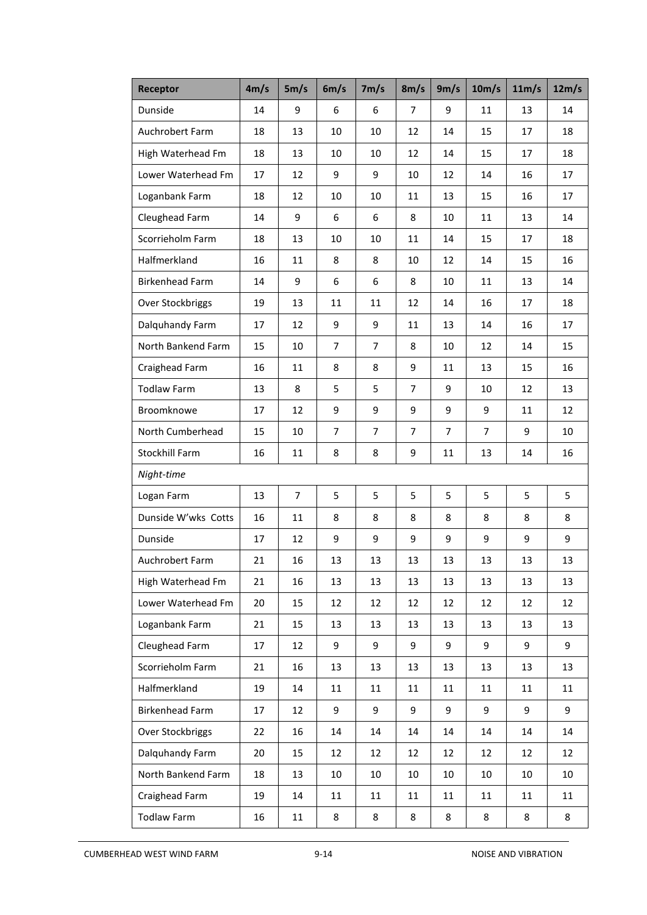| Receptor | 4m/s | 5m/s | 6m/s | 7m/s | 8m/s | 9m/s | 10m/s | 11m/s | 12m/s |
|---|---|---|---|---|---|---|---|---|---|
| Dunside | 14 | 9 | 6 | 6 | 7 | 9 | 11 | 13 | 14 |
| Auchrobert Farm | 18 | 13 | 10 | 10 | 12 | 14 | 15 | 17 | 18 |
| High Waterhead Fm | 18 | 13 | 10 | 10 | 12 | 14 | 15 | 17 | 18 |
| Lower Waterhead Fm | 17 | 12 | 9 | 9 | 10 | 12 | 14 | 16 | 17 |
| Loganbank Farm | 18 | 12 | 10 | 10 | 11 | 13 | 15 | 16 | 17 |
| Cleughead Farm | 14 | 9 | 6 | 6 | 8 | 10 | 11 | 13 | 14 |
| Scorrieholm Farm | 18 | 13 | 10 | 10 | 11 | 14 | 15 | 17 | 18 |
| Halfmerkland | 16 | 11 | 8 | 8 | 10 | 12 | 14 | 15 | 16 |
| Birkenhead Farm | 14 | 9 | 6 | 6 | 8 | 10 | 11 | 13 | 14 |
| Over Stockbriggs | 19 | 13 | 11 | 11 | 12 | 14 | 16 | 17 | 18 |
| Dalquhandy Farm | 17 | 12 | 9 | 9 | 11 | 13 | 14 | 16 | 17 |
| North Bankend Farm | 15 | 10 | 7 | 7 | 8 | 10 | 12 | 14 | 15 |
| Craighead Farm | 16 | 11 | 8 | 8 | 9 | 11 | 13 | 15 | 16 |
| Todlaw Farm | 13 | 8 | 5 | 5 | 7 | 9 | 10 | 12 | 13 |
| Broomknowe | 17 | 12 | 9 | 9 | 9 | 9 | 9 | 11 | 12 |
| North Cumberhead | 15 | 10 | 7 | 7 | 7 | 7 | 7 | 9 | 10 |
| Stockhill Farm | 16 | 11 | 8 | 8 | 9 | 11 | 13 | 14 | 16 |
| *Night-time* | | | | | | | | | |
| Logan Farm | 13 | 7 | 5 | 5 | 5 | 5 | 5 | 5 | 5 |
| Dunside W'wks Cotts | 16 | 11 | 8 | 8 | 8 | 8 | 8 | 8 | 8 |
| Dunside | 17 | 12 | 9 | 9 | 9 | 9 | 9 | 9 | 9 |
| Auchrobert Farm | 21 | 16 | 13 | 13 | 13 | 13 | 13 | 13 | 13 |
| High Waterhead Fm | 21 | 16 | 13 | 13 | 13 | 13 | 13 | 13 | 13 |
| Lower Waterhead Fm | 20 | 15 | 12 | 12 | 12 | 12 | 12 | 12 | 12 |
| Loganbank Farm | 21 | 15 | 13 | 13 | 13 | 13 | 13 | 13 | 13 |
| Cleughead Farm | 17 | 12 | 9 | 9 | 9 | 9 | 9 | 9 | 9 |
| Scorrieholm Farm | 21 | 16 | 13 | 13 | 13 | 13 | 13 | 13 | 13 |
| Halfmerkland | 19 | 14 | 11 | 11 | 11 | 11 | 11 | 11 | 11 |
| Birkenhead Farm | 17 | 12 | 9 | 9 | 9 | 9 | 9 | 9 | 9 |
| Over Stockbriggs | 22 | 16 | 14 | 14 | 14 | 14 | 14 | 14 | 14 |
| Dalquhandy Farm | 20 | 15 | 12 | 12 | 12 | 12 | 12 | 12 | 12 |
| North Bankend Farm | 18 | 13 | 10 | 10 | 10 | 10 | 10 | 10 | 10 |
| Craighead Farm | 19 | 14 | 11 | 11 | 11 | 11 | 11 | 11 | 11 |
| Todlaw Farm | 16 | 11 | 8 | 8 | 8 | 8 | 8 | 8 | 8 |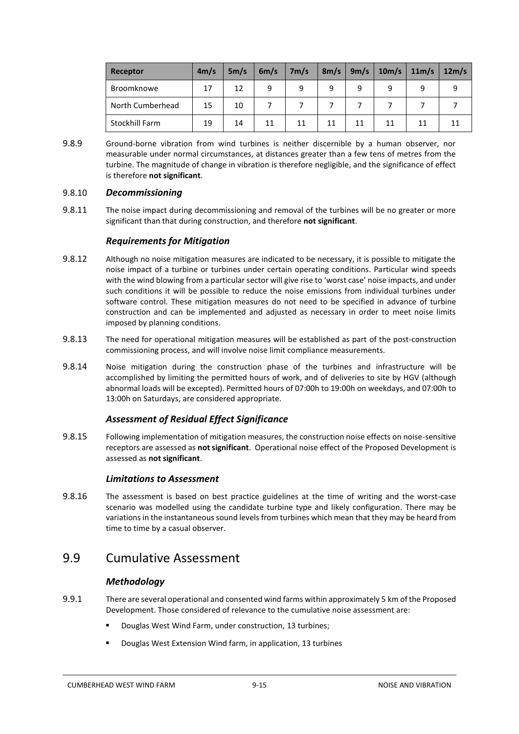| Receptor | 4m/s | 5m/s | 6m/s | 7m/s | 8m/s | 9m/s | 10m/s | 11m/s | 12m/s |
|---|---|---|---|---|---|---|---|---|---|
| Broomknowe | 17 | 12 | 9 | 9 | 9 | 9 | 9 | 9 | 9 |
| North Cumberhead | 15 | 10 | 7 | 7 | 7 | 7 | 7 | 7 | 7 |
| Stockhill Farm | 19 | 14 | 11 | 11 | 11 | 11 | 11 | 11 | 11 |

9.8.9 Ground-borne vibration from wind turbines is neither discernible by a human observer, nor measurable under normal circumstances, at distances greater than a few tens of metres from the turbine. The magnitude of change in vibration is therefore negligible, and the significance of effect is therefore **not significant**.

### 9.8.10 *Decommissioning*

9.8.11 The noise impact during decommissioning and removal of the turbines will be no greater or more significant than that during construction, and therefore **not significant**.

### *Requirements for Mitigation*

9.8.12 Although no noise mitigation measures are indicated to be necessary, it is possible to mitigate the noise impact of a turbine or turbines under certain operating conditions. Particular wind speeds with the wind blowing from a particular sector will give rise to 'worst case' noise impacts, and under such conditions it will be possible to reduce the noise emissions from individual turbines under software control. These mitigation measures do not need to be specified in advance of turbine construction and can be implemented and adjusted as necessary in order to meet noise limits imposed by planning conditions.

9.8.13 The need for operational mitigation measures will be established as part of the post-construction commissioning process, and will involve noise limit compliance measurements.

9.8.14 Noise mitigation during the construction phase of the turbines and infrastructure will be accomplished by limiting the permitted hours of work, and of deliveries to site by HGV (although abnormal loads will be excepted). Permitted hours of 07:00h to 19:00h on weekdays, and 07:00h to 13:00h on Saturdays, are considered appropriate.

### *Assessment of Residual Effect Significance*

9.8.15 Following implementation of mitigation measures, the construction noise effects on noise-sensitive receptors are assessed as **not significant**. Operational noise effect of the Proposed Development is assessed as **not significant**.

### *Limitations to Assessment*

9.8.16 The assessment is based on best practice guidelines at the time of writing and the worst-case scenario was modelled using the candidate turbine type and likely configuration. There may be variations in the instantaneous sound levels from turbines which mean that they may be heard from time to time by a casual observer.

## 9.9 Cumulative Assessment

### *Methodology*

9.9.1 There are several operational and consented wind farms within approximately 5 km of the Proposed Development. Those considered of relevance to the cumulative noise assessment are:

- Douglas West Wind Farm, under construction, 13 turbines;
- Douglas West Extension Wind farm, in application, 13 turbines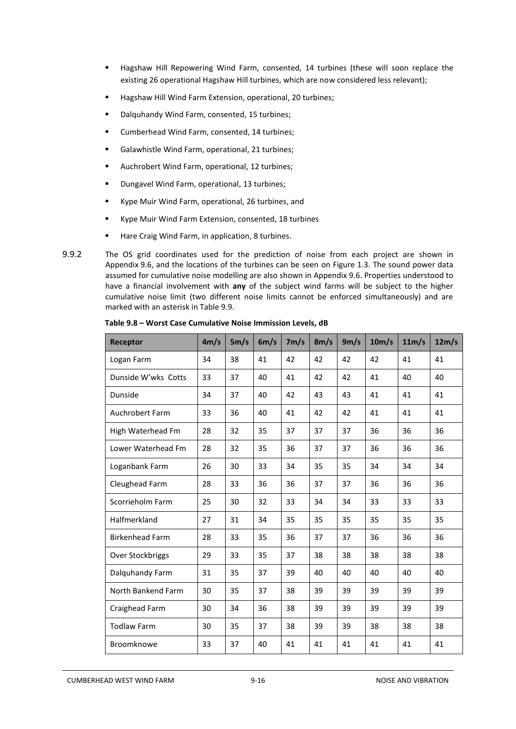- Hagshaw Hill Repowering Wind Farm, consented, 14 turbines (these will soon replace the existing 26 operational Hagshaw Hill turbines, which are now considered less relevant);
- Hagshaw Hill Wind Farm Extension, operational, 20 turbines;
- Dalquhandy Wind Farm, consented, 15 turbines;
- Cumberhead Wind Farm, consented, 14 turbines;
- Galawhistle Wind Farm, operational, 21 turbines;
- Auchrobert Wind Farm, operational, 12 turbines;
- Dungavel Wind Farm, operational, 13 turbines;
- Kype Muir Wind Farm, operational, 26 turbines, and
- Kype Muir Wind Farm Extension, consented, 18 turbines
- Hare Craig Wind Farm, in application, 8 turbines.

9.9.2 The OS grid coordinates used for the prediction of noise from each project are shown in Appendix 9.6, and the locations of the turbines can be seen on Figure 1.3. The sound power data assumed for cumulative noise modelling are also shown in Appendix 9.6. Properties understood to have a financial involvement with **any** of the subject wind farms will be subject to the higher cumulative noise limit (two different noise limits cannot be enforced simultaneously) and are marked with an asterisk in Table 9.9.

**Table 9.8 – Worst Case Cumulative Noise Immission Levels, dB**

| Receptor | 4m/s | 5m/s | 6m/s | 7m/s | 8m/s | 9m/s | 10m/s | 11m/s | 12m/s |
|---|---|---|---|---|---|---|---|---|---|
| Logan Farm | 34 | 38 | 41 | 42 | 42 | 42 | 42 | 41 | 41 |
| Dunside W'wks Cotts | 33 | 37 | 40 | 41 | 42 | 42 | 41 | 40 | 40 |
| Dunside | 34 | 37 | 40 | 42 | 43 | 43 | 41 | 41 | 41 |
| Auchrobert Farm | 33 | 36 | 40 | 41 | 42 | 42 | 41 | 41 | 41 |
| High Waterhead Fm | 28 | 32 | 35 | 37 | 37 | 37 | 36 | 36 | 36 |
| Lower Waterhead Fm | 28 | 32 | 35 | 36 | 37 | 37 | 36 | 36 | 36 |
| Loganbank Farm | 26 | 30 | 33 | 34 | 35 | 35 | 34 | 34 | 34 |
| Cleughead Farm | 28 | 33 | 36 | 36 | 37 | 37 | 36 | 36 | 36 |
| Scorrieholm Farm | 25 | 30 | 32 | 33 | 34 | 34 | 33 | 33 | 33 |
| Halfmerkland | 27 | 31 | 34 | 35 | 35 | 35 | 35 | 35 | 35 |
| Birkenhead Farm | 28 | 33 | 35 | 36 | 37 | 37 | 36 | 36 | 36 |
| Over Stockbriggs | 29 | 33 | 35 | 37 | 38 | 38 | 38 | 38 | 38 |
| Dalquhandy Farm | 31 | 35 | 37 | 39 | 40 | 40 | 40 | 40 | 40 |
| North Bankend Farm | 30 | 35 | 37 | 38 | 39 | 39 | 39 | 39 | 39 |
| Craighead Farm | 30 | 34 | 36 | 38 | 39 | 39 | 39 | 39 | 39 |
| Todlaw Farm | 30 | 35 | 37 | 38 | 39 | 39 | 38 | 38 | 38 |
| Broomknowe | 33 | 37 | 40 | 41 | 41 | 41 | 41 | 41 | 41 |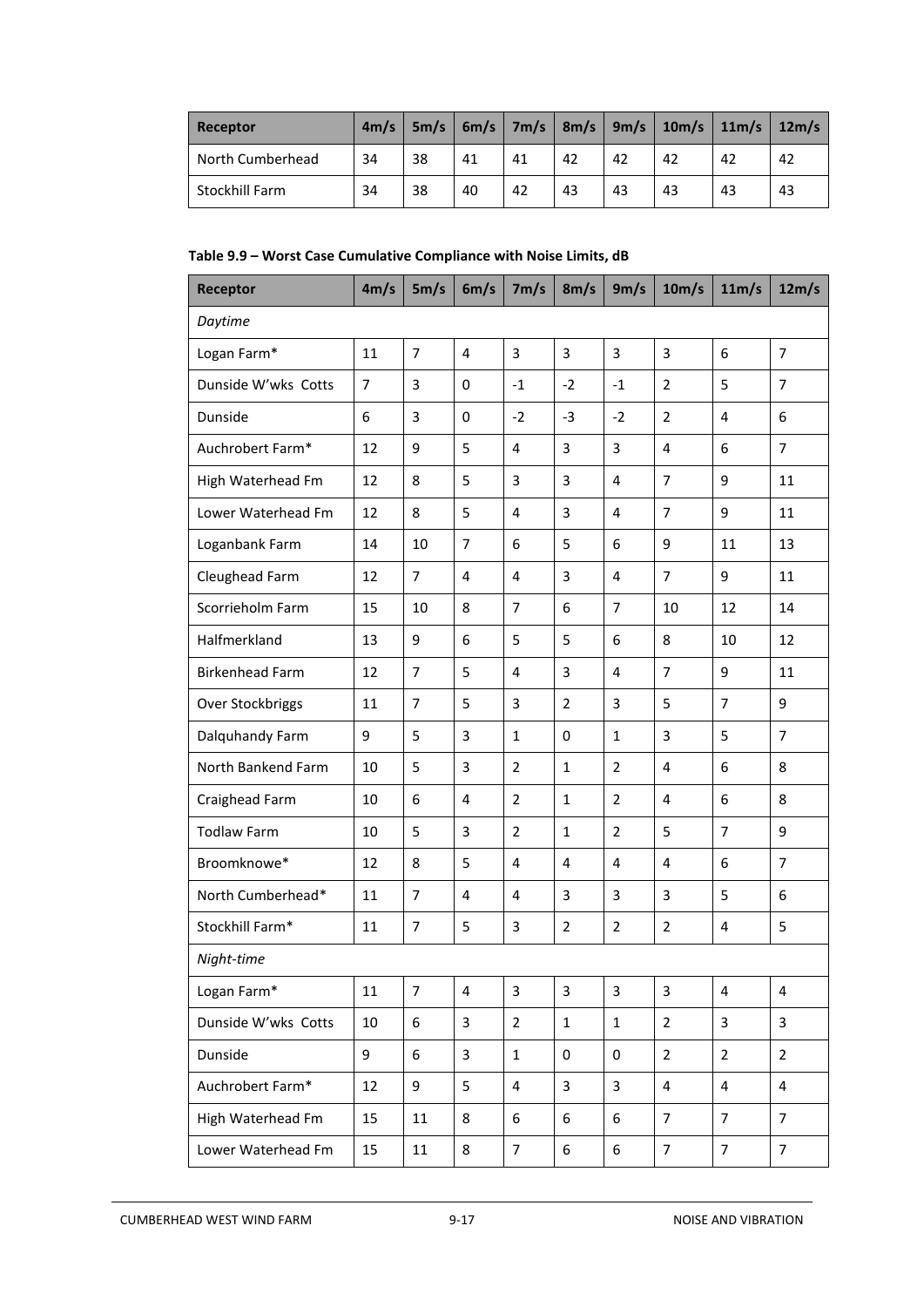| Receptor | 4m/s | 5m/s | 6m/s | 7m/s | 8m/s | 9m/s | 10m/s | 11m/s | 12m/s |
|---|---|---|---|---|---|---|---|---|---|
| North Cumberhead | 34 | 38 | 41 | 41 | 42 | 42 | 42 | 42 | 42 |
| Stockhill Farm | 34 | 38 | 40 | 42 | 43 | 43 | 43 | 43 | 43 |

**Table 9.9 – Worst Case Cumulative Compliance with Noise Limits, dB**

| Receptor | 4m/s | 5m/s | 6m/s | 7m/s | 8m/s | 9m/s | 10m/s | 11m/s | 12m/s |
|---|---|---|---|---|---|---|---|---|---|
| *Daytime* | | | | | | | | | |
| Logan Farm* | 11 | 7 | 4 | 3 | 3 | 3 | 3 | 6 | 7 |
| Dunside W'wks Cotts | 7 | 3 | 0 | -1 | -2 | -1 | 2 | 5 | 7 |
| Dunside | 6 | 3 | 0 | -2 | -3 | -2 | 2 | 4 | 6 |
| Auchrobert Farm* | 12 | 9 | 5 | 4 | 3 | 3 | 4 | 6 | 7 |
| High Waterhead Fm | 12 | 8 | 5 | 3 | 3 | 4 | 7 | 9 | 11 |
| Lower Waterhead Fm | 12 | 8 | 5 | 4 | 3 | 4 | 7 | 9 | 11 |
| Loganbank Farm | 14 | 10 | 7 | 6 | 5 | 6 | 9 | 11 | 13 |
| Cleughead Farm | 12 | 7 | 4 | 4 | 3 | 4 | 7 | 9 | 11 |
| Scorrieholm Farm | 15 | 10 | 8 | 7 | 6 | 7 | 10 | 12 | 14 |
| Halfmerkland | 13 | 9 | 6 | 5 | 5 | 6 | 8 | 10 | 12 |
| Birkenhead Farm | 12 | 7 | 5 | 4 | 3 | 4 | 7 | 9 | 11 |
| Over Stockbriggs | 11 | 7 | 5 | 3 | 2 | 3 | 5 | 7 | 9 |
| Dalquhandy Farm | 9 | 5 | 3 | 1 | 0 | 1 | 3 | 5 | 7 |
| North Bankend Farm | 10 | 5 | 3 | 2 | 1 | 2 | 4 | 6 | 8 |
| Craighead Farm | 10 | 6 | 4 | 2 | 1 | 2 | 4 | 6 | 8 |
| Todlaw Farm | 10 | 5 | 3 | 2 | 1 | 2 | 5 | 7 | 9 |
| Broomknowe* | 12 | 8 | 5 | 4 | 4 | 4 | 4 | 6 | 7 |
| North Cumberhead* | 11 | 7 | 4 | 4 | 3 | 3 | 3 | 5 | 6 |
| Stockhill Farm* | 11 | 7 | 5 | 3 | 2 | 2 | 2 | 4 | 5 |
| *Night-time* | | | | | | | | | |
| Logan Farm* | 11 | 7 | 4 | 3 | 3 | 3 | 3 | 4 | 4 |
| Dunside W'wks Cotts | 10 | 6 | 3 | 2 | 1 | 1 | 2 | 3 | 3 |
| Dunside | 9 | 6 | 3 | 1 | 0 | 0 | 2 | 2 | 2 |
| Auchrobert Farm* | 12 | 9 | 5 | 4 | 3 | 3 | 4 | 4 | 4 |
| High Waterhead Fm | 15 | 11 | 8 | 6 | 6 | 6 | 7 | 7 | 7 |
| Lower Waterhead Fm | 15 | 11 | 8 | 7 | 6 | 6 | 7 | 7 | 7 |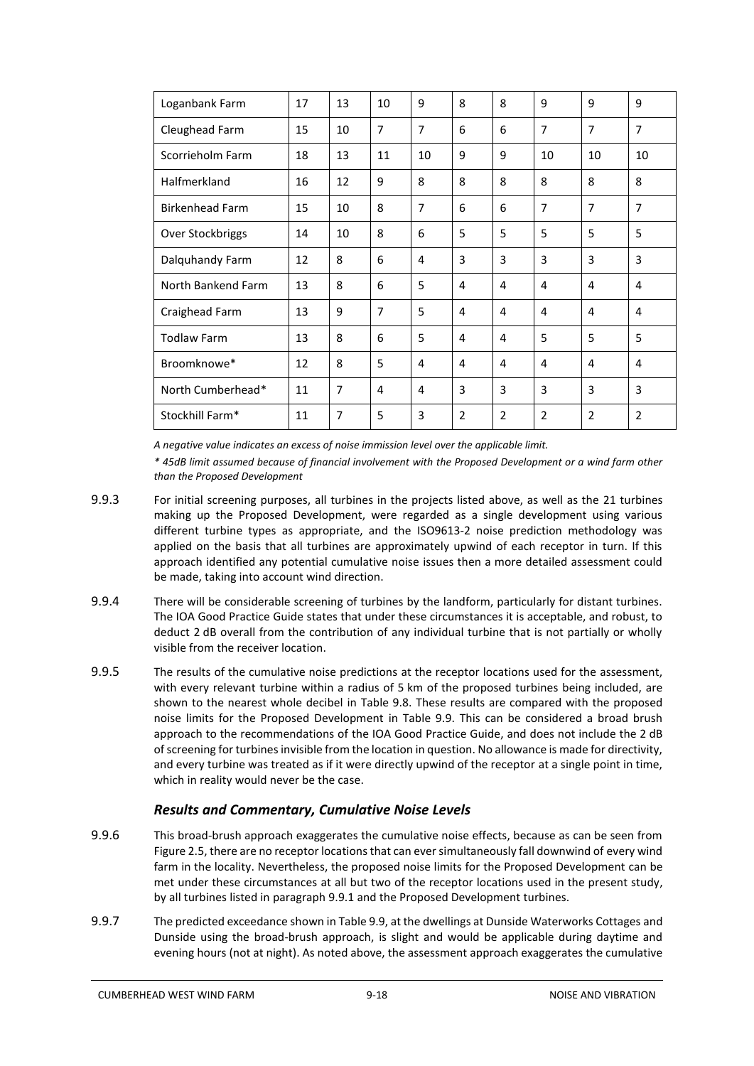| Loganbank Farm | 17 | 13 | 10 | 9 | 8 | 8 | 9 | 9 | 9 |
|---|---|---|---|---|---|---|---|---|---|
| Cleughead Farm | 15 | 10 | 7 | 7 | 6 | 6 | 7 | 7 | 7 |
| Scorrieholm Farm | 18 | 13 | 11 | 10 | 9 | 9 | 10 | 10 | 10 |
| Halfmerkland | 16 | 12 | 9 | 8 | 8 | 8 | 8 | 8 | 8 |
| Birkenhead Farm | 15 | 10 | 8 | 7 | 6 | 6 | 7 | 7 | 7 |
| Over Stockbriggs | 14 | 10 | 8 | 6 | 5 | 5 | 5 | 5 | 5 |
| Dalquhandy Farm | 12 | 8 | 6 | 4 | 3 | 3 | 3 | 3 | 3 |
| North Bankend Farm | 13 | 8 | 6 | 5 | 4 | 4 | 4 | 4 | 4 |
| Craighead Farm | 13 | 9 | 7 | 5 | 4 | 4 | 4 | 4 | 4 |
| Todlaw Farm | 13 | 8 | 6 | 5 | 4 | 4 | 5 | 5 | 5 |
| Broomknowe* | 12 | 8 | 5 | 4 | 4 | 4 | 4 | 4 | 4 |
| North Cumberhead* | 11 | 7 | 4 | 4 | 3 | 3 | 3 | 3 | 3 |
| Stockhill Farm* | 11 | 7 | 5 | 3 | 2 | 2 | 2 | 2 | 2 |

*A negative value indicates an excess of noise immission level over the applicable limit.*

*\* 45dB limit assumed because of financial involvement with the Proposed Development or a wind farm other than the Proposed Development*

9.9.3 For initial screening purposes, all turbines in the projects listed above, as well as the 21 turbines making up the Proposed Development, were regarded as a single development using various different turbine types as appropriate, and the ISO9613-2 noise prediction methodology was applied on the basis that all turbines are approximately upwind of each receptor in turn. If this approach identified any potential cumulative noise issues then a more detailed assessment could be made, taking into account wind direction.

9.9.4 There will be considerable screening of turbines by the landform, particularly for distant turbines. The IOA Good Practice Guide states that under these circumstances it is acceptable, and robust, to deduct 2 dB overall from the contribution of any individual turbine that is not partially or wholly visible from the receiver location.

9.9.5 The results of the cumulative noise predictions at the receptor locations used for the assessment, with every relevant turbine within a radius of 5 km of the proposed turbines being included, are shown to the nearest whole decibel in Table 9.8. These results are compared with the proposed noise limits for the Proposed Development in Table 9.9. This can be considered a broad brush approach to the recommendations of the IOA Good Practice Guide, and does not include the 2 dB of screening for turbines invisible from the location in question. No allowance is made for directivity, and every turbine was treated as if it were directly upwind of the receptor at a single point in time, which in reality would never be the case.

### *Results and Commentary, Cumulative Noise Levels*

9.9.6 This broad-brush approach exaggerates the cumulative noise effects, because as can be seen from Figure 2.5, there are no receptor locations that can ever simultaneously fall downwind of every wind farm in the locality. Nevertheless, the proposed noise limits for the Proposed Development can be met under these circumstances at all but two of the receptor locations used in the present study, by all turbines listed in paragraph 9.9.1 and the Proposed Development turbines.

9.9.7 The predicted exceedance shown in Table 9.9, at the dwellings at Dunside Waterworks Cottages and Dunside using the broad-brush approach, is slight and would be applicable during daytime and evening hours (not at night). As noted above, the assessment approach exaggerates the cumulative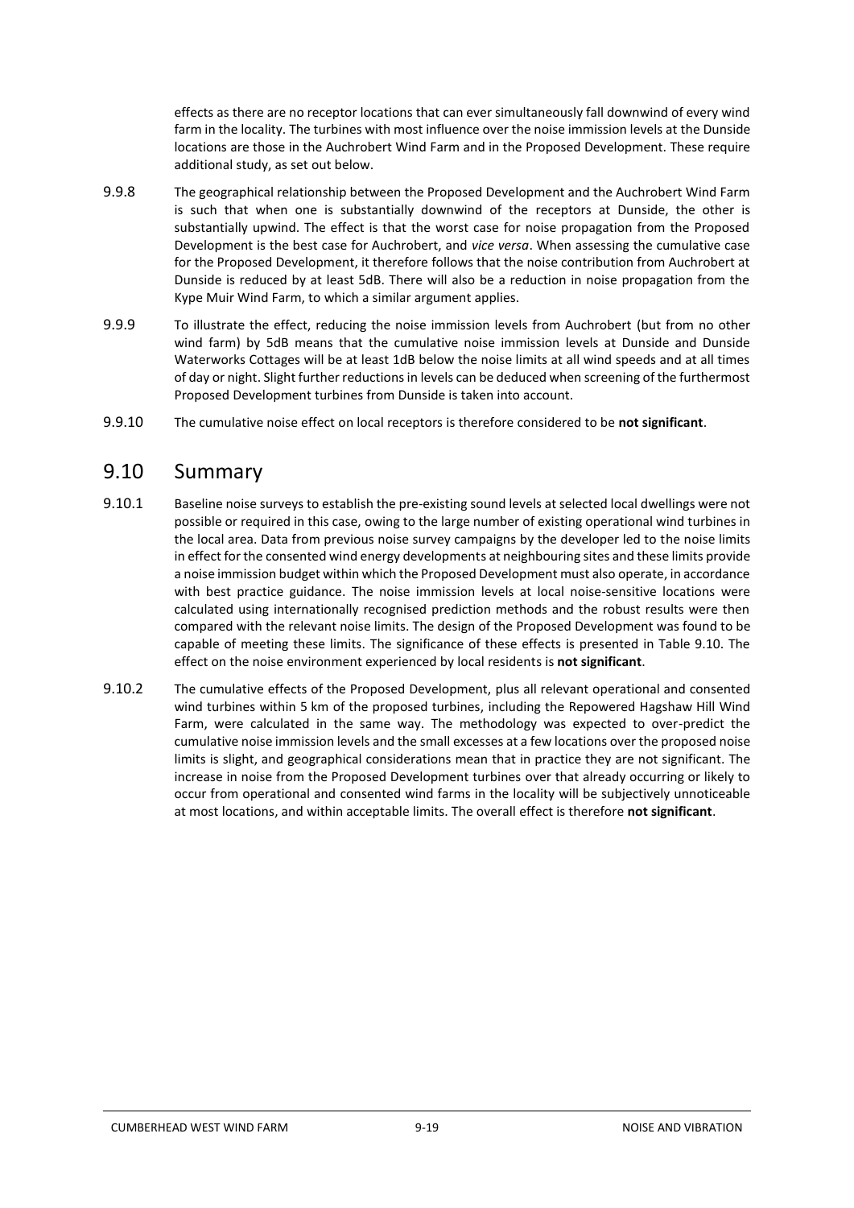effects as there are no receptor locations that can ever simultaneously fall downwind of every wind farm in the locality. The turbines with most influence over the noise immission levels at the Dunside locations are those in the Auchrobert Wind Farm and in the Proposed Development. These require additional study, as set out below.

9.9.8 The geographical relationship between the Proposed Development and the Auchrobert Wind Farm is such that when one is substantially downwind of the receptors at Dunside, the other is substantially upwind. The effect is that the worst case for noise propagation from the Proposed Development is the best case for Auchrobert, and *vice versa*. When assessing the cumulative case for the Proposed Development, it therefore follows that the noise contribution from Auchrobert at Dunside is reduced by at least 5dB. There will also be a reduction in noise propagation from the Kype Muir Wind Farm, to which a similar argument applies.

9.9.9 To illustrate the effect, reducing the noise immission levels from Auchrobert (but from no other wind farm) by 5dB means that the cumulative noise immission levels at Dunside and Dunside Waterworks Cottages will be at least 1dB below the noise limits at all wind speeds and at all times of day or night. Slight further reductions in levels can be deduced when screening of the furthermost Proposed Development turbines from Dunside is taken into account.

9.9.10 The cumulative noise effect on local receptors is therefore considered to be **not significant**.

## 9.10 Summary

9.10.1 Baseline noise surveys to establish the pre-existing sound levels at selected local dwellings were not possible or required in this case, owing to the large number of existing operational wind turbines in the local area. Data from previous noise survey campaigns by the developer led to the noise limits in effect for the consented wind energy developments at neighbouring sites and these limits provide a noise immission budget within which the Proposed Development must also operate, in accordance with best practice guidance. The noise immission levels at local noise-sensitive locations were calculated using internationally recognised prediction methods and the robust results were then compared with the relevant noise limits. The design of the Proposed Development was found to be capable of meeting these limits. The significance of these effects is presented in Table 9.10. The effect on the noise environment experienced by local residents is **not significant**.

9.10.2 The cumulative effects of the Proposed Development, plus all relevant operational and consented wind turbines within 5 km of the proposed turbines, including the Repowered Hagshaw Hill Wind Farm, were calculated in the same way. The methodology was expected to over-predict the cumulative noise immission levels and the small excesses at a few locations over the proposed noise limits is slight, and geographical considerations mean that in practice they are not significant. The increase in noise from the Proposed Development turbines over that already occurring or likely to occur from operational and consented wind farms in the locality will be subjectively unnoticeable at most locations, and within acceptable limits. The overall effect is therefore **not significant**.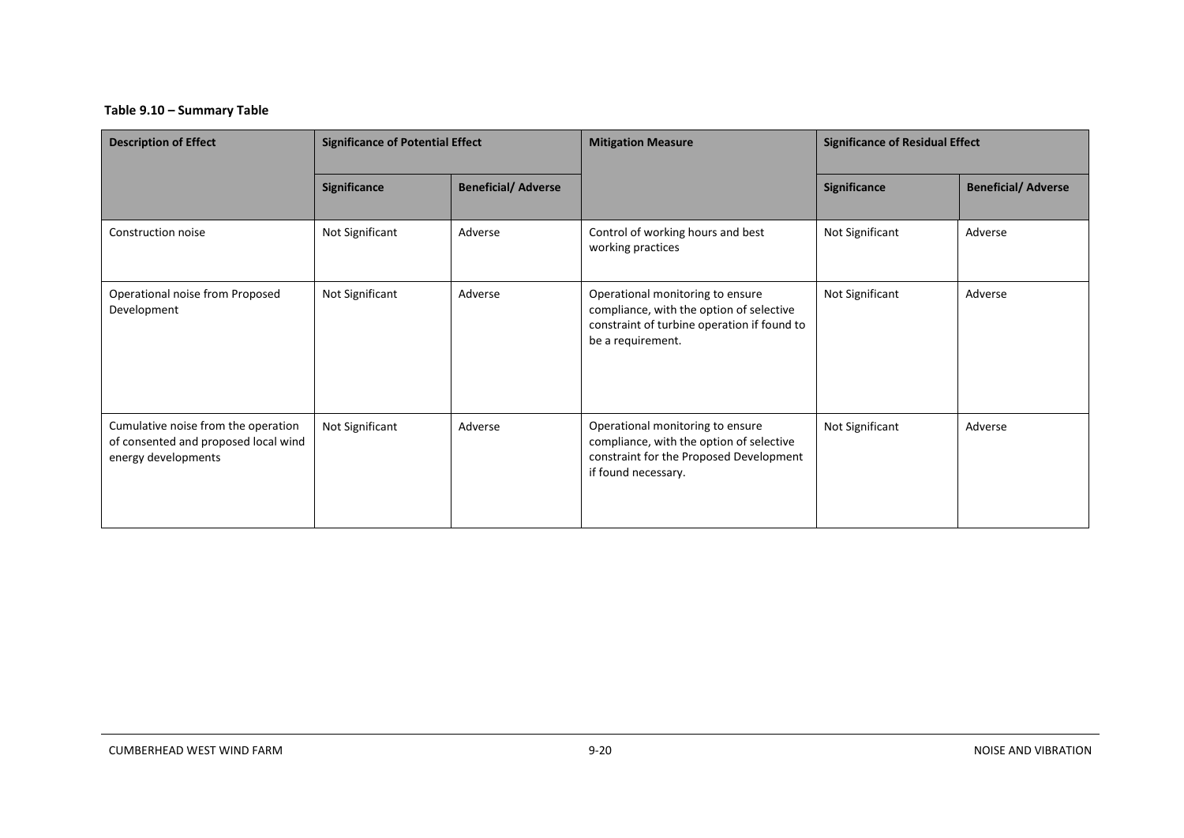**Table 9.10 – Summary Table**

| Description of Effect | Significance of Potential Effect | | Mitigation Measure | Significance of Residual Effect | |
|---|---|---|---|---|---|
| | Significance | Beneficial/ Adverse | | Significance | Beneficial/ Adverse |
| Construction noise | Not Significant | Adverse | Control of working hours and best working practices | Not Significant | Adverse |
| Operational noise from Proposed Development | Not Significant | Adverse | Operational monitoring to ensure compliance, with the option of selective constraint of turbine operation if found to be a requirement. | Not Significant | Adverse |
| Cumulative noise from the operation of consented and proposed local wind energy developments | Not Significant | Adverse | Operational monitoring to ensure compliance, with the option of selective constraint for the Proposed Development if found necessary. | Not Significant | Adverse |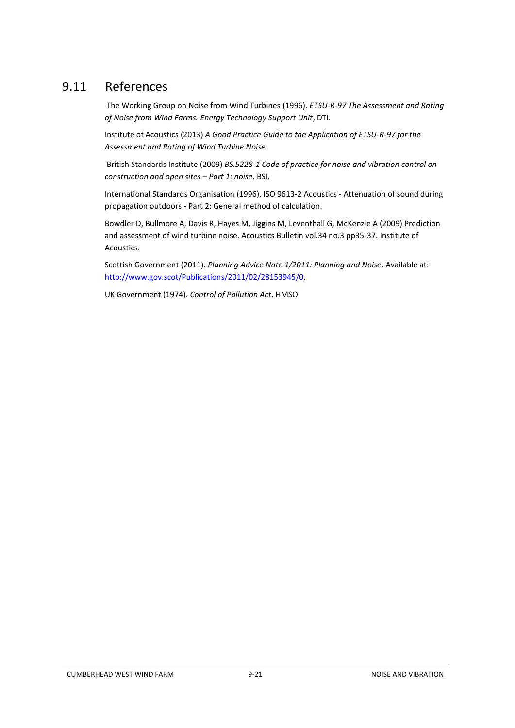## 9.11 References

The Working Group on Noise from Wind Turbines (1996). *ETSU-R-97 The Assessment and Rating of Noise from Wind Farms. Energy Technology Support Unit*, DTI.

Institute of Acoustics (2013) *A Good Practice Guide to the Application of ETSU-R-97 for the Assessment and Rating of Wind Turbine Noise*.

British Standards Institute (2009) *BS.5228-1 Code of practice for noise and vibration control on construction and open sites – Part 1: noise*. BSI.

International Standards Organisation (1996). ISO 9613-2 Acoustics - Attenuation of sound during propagation outdoors - Part 2: General method of calculation.

Bowdler D, Bullmore A, Davis R, Hayes M, Jiggins M, Leventhall G, McKenzie A (2009) Prediction and assessment of wind turbine noise. Acoustics Bulletin vol.34 no.3 pp35-37. Institute of Acoustics.

Scottish Government (2011). *Planning Advice Note 1/2011: Planning and Noise*. Available at: [http://www.gov.scot/Publications/2011/02/28153945/0](http://www.gov.scot/Publications/2011/02/28153945/0).

UK Government (1974). *Control of Pollution Act*. HMSO